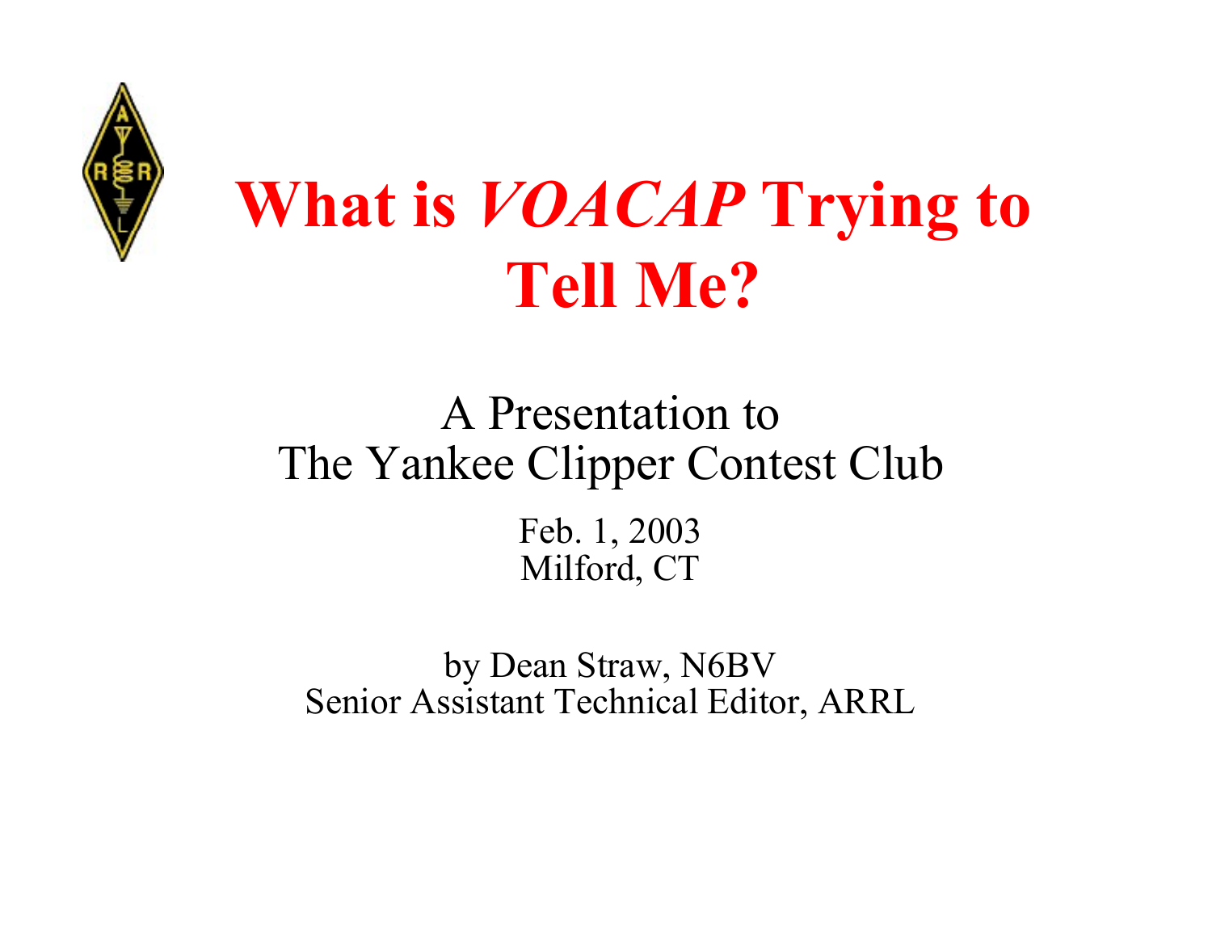# What is *VOACAP* Trying to Tell Me?

A Presentation to
The Yankee Clipper Contest Club

Feb. 1, 2003
Milford, CT

by Dean Straw, N6BV
Senior Assistant Technical Editor, ARRL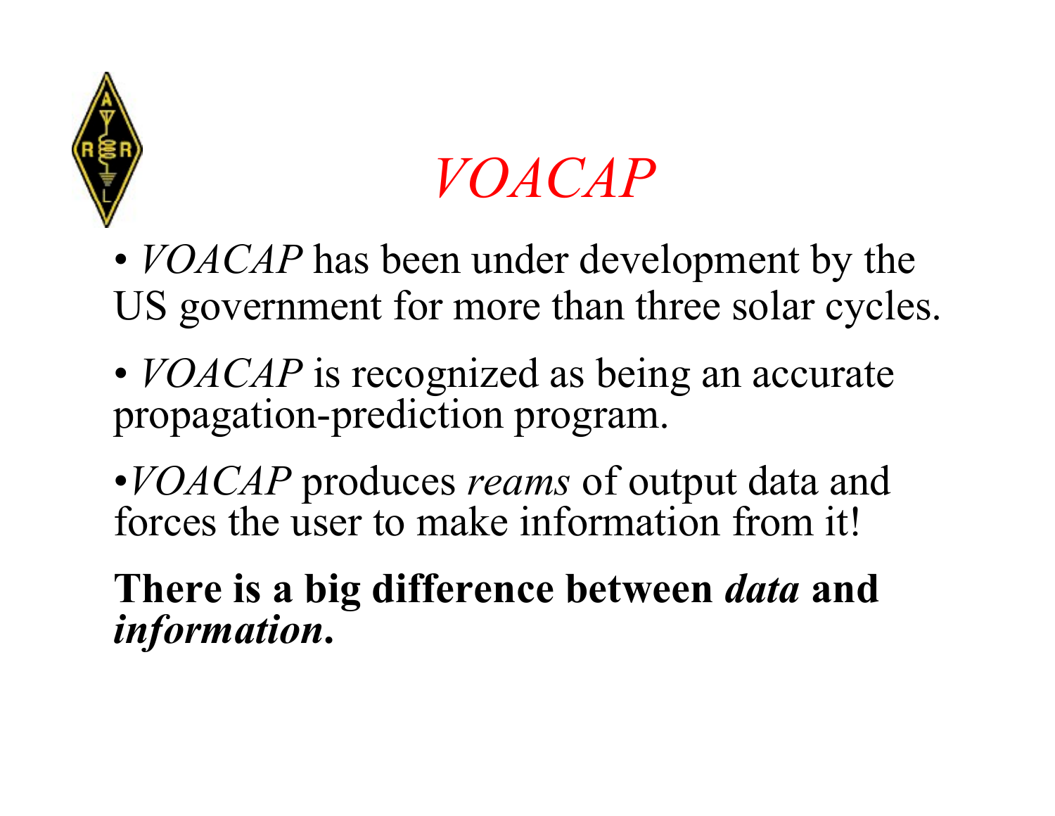# *VOACAP*

- *VOACAP* has been under development by the US government for more than three solar cycles.
- *VOACAP* is recognized as being an accurate propagation-prediction program.
- *VOACAP* produces *reams* of output data and forces the user to make information from it!

**There is a big difference between *data* and *information*.**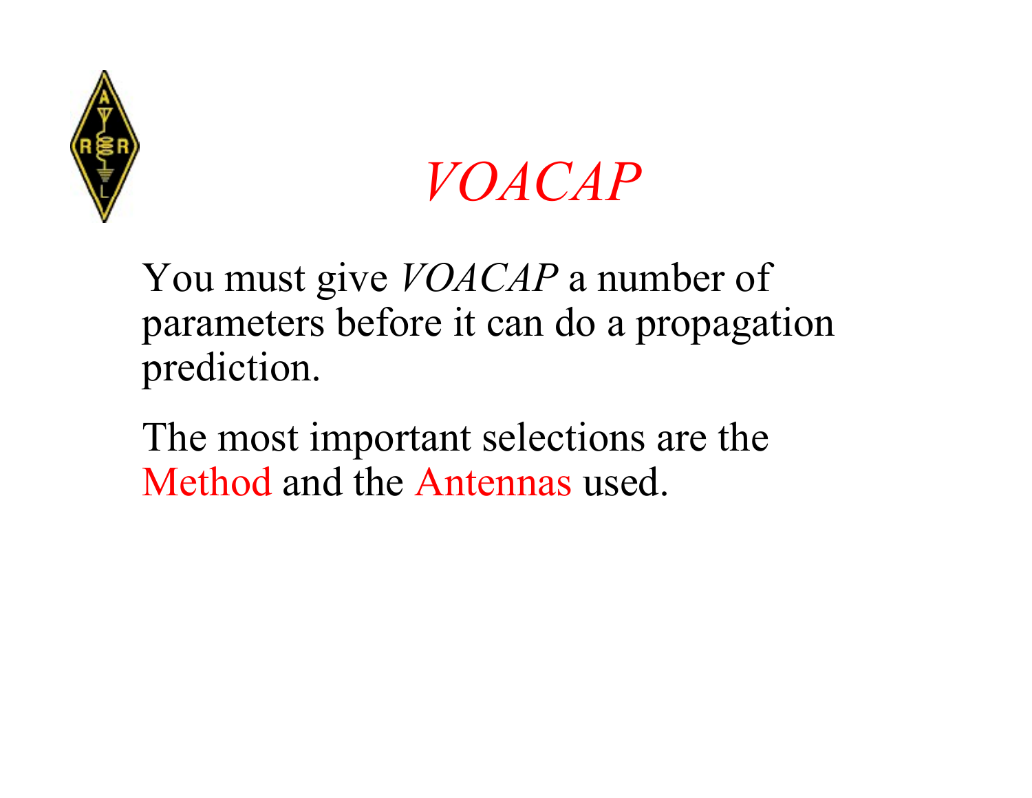# *VOACAP*

You must give *VOACAP* a number of parameters before it can do a propagation prediction.

The most important selections are the Method and the Antennas used.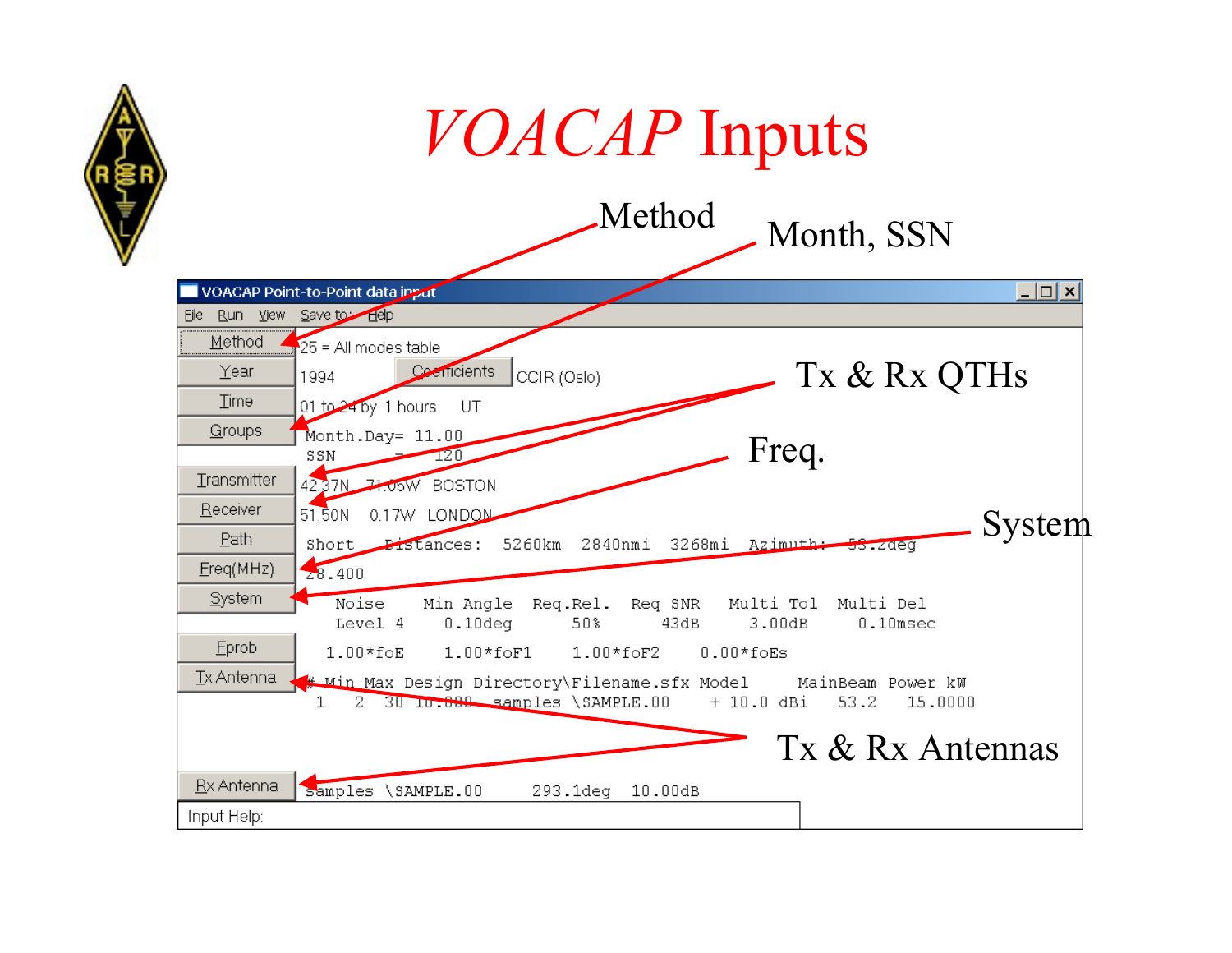# VOACAP Inputs

Method

Month, SSN

Tx & Rx QTHs

Freq.

System

Tx & Rx Antennas

```
VOACAP Point-to-Point data input
File  Run  View  Save to:  Help

Method        25 = All modes table
Year          1994      Coefficients   CCIR (Oslo)
Time          01 to 24 by 1 hours    UT
Groups        Month.Day= 11.00
              SSN      =  120
Transmitter   42.37N  71.05W  BOSTON
Receiver      51.50N   0.17W  LONDON
Path          Short   Distances:  5260km  2840nmi  3268mi  Azimuth:  53.2deg
Freq(MHz)     28.400
System           Noise    Min Angle   Req.Rel.   Req SNR   Multi Tol   Multi Del
                 Level 4    0.10deg      50%       43dB      3.00dB      0.10msec
Eprob          1.00*foE    1.00*foF1    1.00*foF2    0.00*foEs
Tx Antenna    # Min Max Design Directory\Filename.sfx Model      MainBeam Power kW
               1   2  30 10.000  samples \SAMPLE.00     + 10.0 dBi   53.2   15.0000

Rx Antenna    samples \SAMPLE.00       293.1deg  10.00dB
Input Help:
```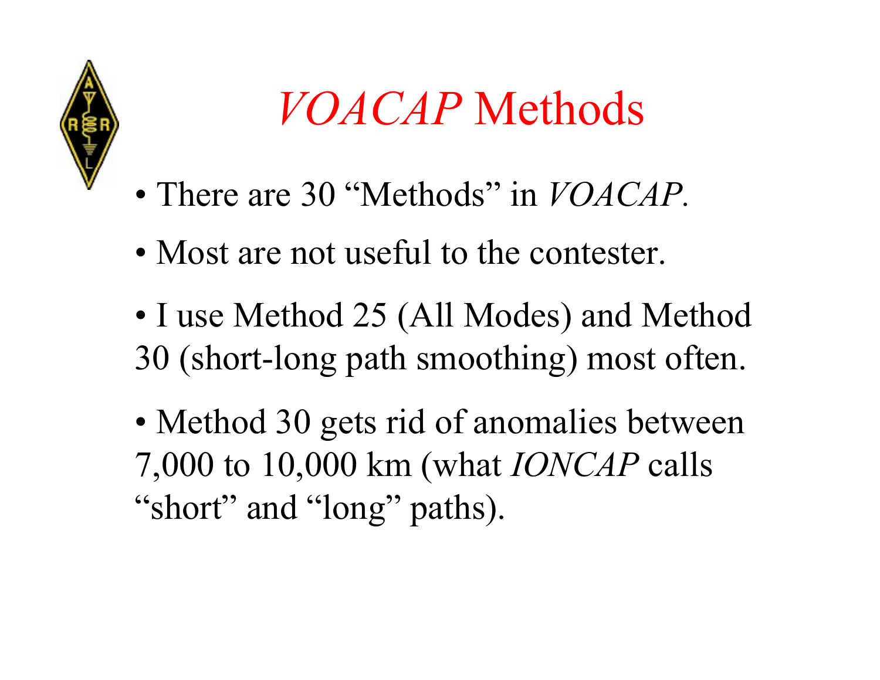# *VOACAP* Methods

- There are 30 “Methods” in *VOACAP*.
- Most are not useful to the contester.
- I use Method 25 (All Modes) and Method 30 (short-long path smoothing) most often.
- Method 30 gets rid of anomalies between 7,000 to 10,000 km (what *IONCAP* calls “short” and “long” paths).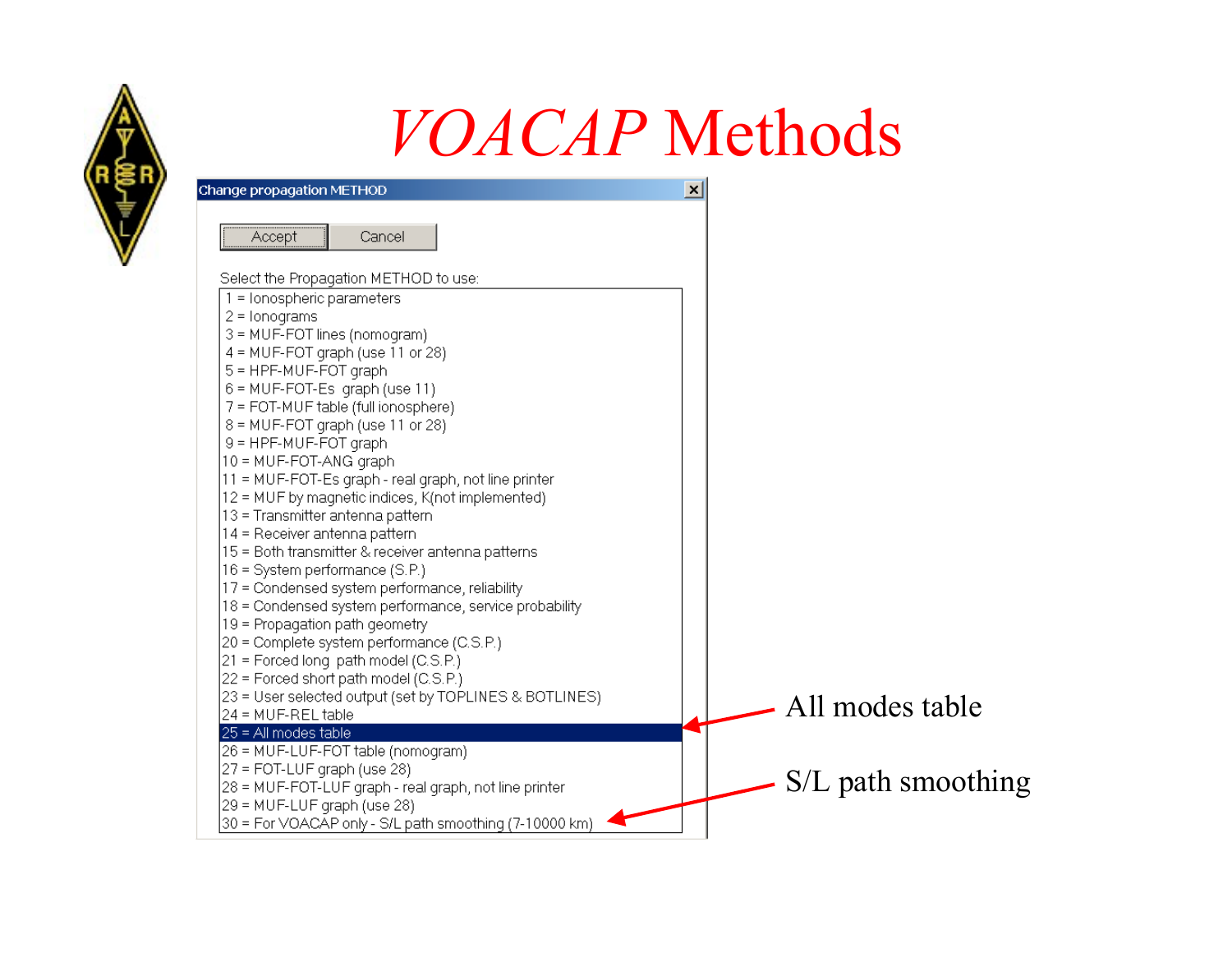# *VOACAP* Methods

Change propagation METHOD

Accept | Cancel

Select the Propagation METHOD to use:

1 = Ionospheric parameters
2 = Ionograms
3 = MUF-FOT lines (nomogram)
4 = MUF-FOT graph (use 11 or 28)
5 = HPF-MUF-FOT graph
6 = MUF-FOT-Es graph (use 11)
7 = FOT-MUF table (full ionosphere)
8 = MUF-FOT graph (use 11 or 28)
9 = HPF-MUF-FOT graph
10 = MUF-FOT-ANG graph
11 = MUF-FOT-Es graph - real graph, not line printer
12 = MUF by magnetic indices, K(not implemented)
13 = Transmitter antenna pattern
14 = Receiver antenna pattern
15 = Both transmitter & receiver antenna patterns
16 = System performance (S.P.)
17 = Condensed system performance, reliability
18 = Condensed system performance, service probability
19 = Propagation path geometry
20 = Complete system performance (C.S.P.)
21 = Forced long path model (C.S.P.)
22 = Forced short path model (C.S.P.)
23 = User selected output (set by TOPLINES & BOTLINES)
24 = MUF-REL table
25 = All modes table
26 = MUF-LUF-FOT table (nomogram)
27 = FOT-LUF graph (use 28)
28 = MUF-FOT-LUF graph - real graph, not line printer
29 = MUF-LUF graph (use 28)
30 = For VOACAP only - S/L path smoothing (7-10000 km)

All modes table

S/L path smoothing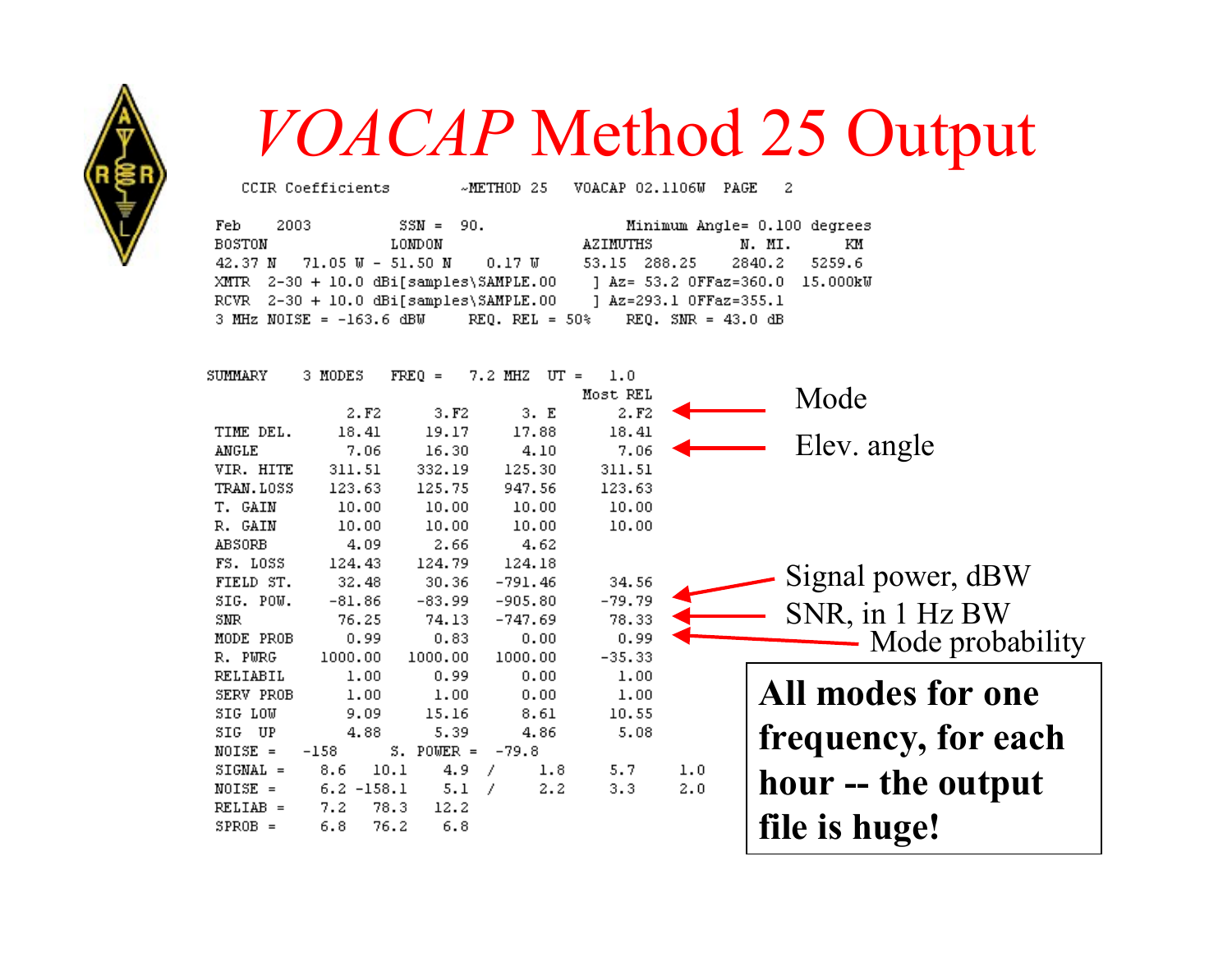# *VOACAP* Method 25 Output

```
   CCIR Coefficients        ~METHOD 25   VOACAP 02.1106W  PAGE   2

  Feb    2003          SSN =  90.          Minimum Angle= 0.100 degrees
  BOSTON               LONDON             AZIMUTHS          N. MI.      KM
  42.37 N   71.05 W - 51.50 N    0.17 W    53.15  288.25    2840.2   5259.6
  XMTR  2-30 + 10.0 dBi[samples\SAMPLE.00     ] Az= 53.2 OFFaz=360.0  15.000kW
  RCVR  2-30 + 10.0 dBi[samples\SAMPLE.00     ] Az=293.1 OFFaz=355.1
  3 MHz NOISE = -163.6 dBW     REQ. REL = 50%     REQ. SNR = 43.0 dB


 SUMMARY    3 MODES    FREQ =   7.2 MHZ  UT =   1.0
                                                Most REL
                2.F2       3.F2      3. E        2.F2
  TIME DEL.    18.41      19.17     17.88       18.41
  ANGLE         7.06      16.30      4.10        7.06
  VIR. HITE   311.51     332.19    125.30      311.51
  TRAN.LOSS   123.63     125.75    947.56      123.63
  T. GAIN      10.00      10.00     10.00       10.00
  R. GAIN      10.00      10.00     10.00       10.00
  ABSORB        4.09       2.66      4.62
  FS. LOSS    124.43     124.79    124.18
  FIELD ST.    32.48      30.36   -791.46       34.56
  SIG. POW.   -81.86     -83.99   -905.80      -79.79
  SNR          76.25      74.13   -747.69       78.33
  MODE PROB     0.99       0.83      0.00        0.99
  R. PWRG    1000.00    1000.00   1000.00      -35.33
  RELIABIL      1.00       0.99      0.00        1.00
  SERV PROB     1.00       1.00      0.00        1.00
  SIG LOW       9.09      15.16      8.61       10.55
  SIG  UP       4.88       5.39      4.86        5.08
  NOISE =    -158       S. POWER =  -79.8
  SIGNAL =     8.6   10.1     4.9  /     1.8       5.7      1.0
  NOISE =      6.2 -158.1     5.1  /     2.2       3.3      2.0
  RELIAB =     7.2   78.3    12.2
  SPROB =      6.8   76.2     6.8
```

- Mode
- Elev. angle
- Signal power, dBW
- SNR, in 1 Hz BW
- Mode probability

**All modes for one frequency, for each hour -- the output file is huge!**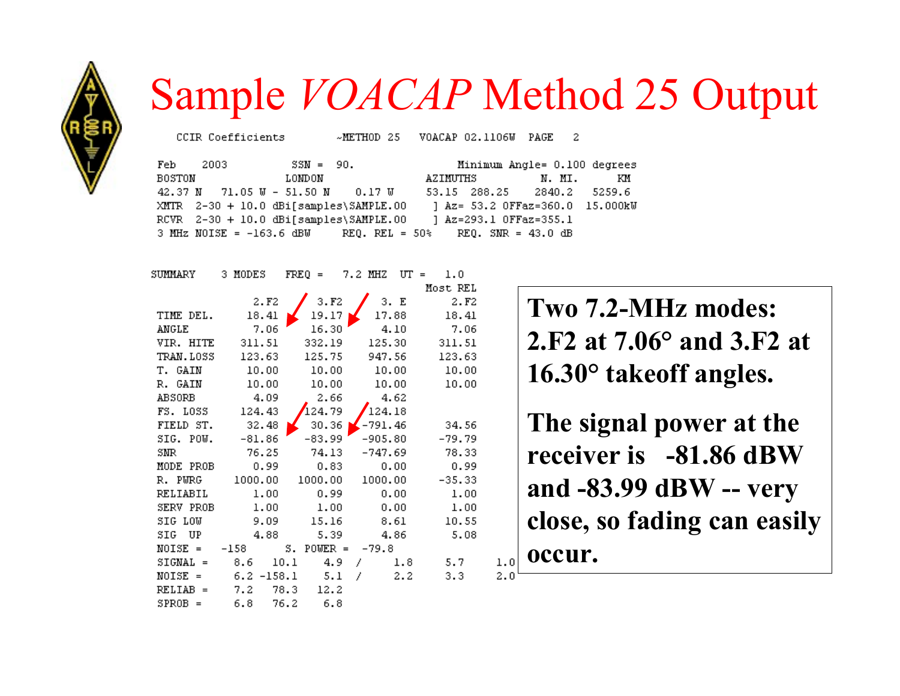# Sample *VOACAP* Method 25 Output

```
   CCIR Coefficients        ~METHOD 25   VOACAP 02.1106W  PAGE   2

 Feb     2003          SSN =  90.              Minimum Angle= 0.100 degrees
 BOSTON               LONDON              AZIMUTHS          N. MI.      KM
 42.37 N   71.05 W - 51.50 N     0.17 W    53.15  288.25     2840.2   5259.6
 XMTR  2-30 + 10.0 dBi[samples\SAMPLE.00     ] Az= 53.2 OFFaz=360.0  15.000kW
 RCVR  2-30 + 10.0 dBi[samples\SAMPLE.00     ] Az=293.1 OFFaz=355.1
 3 MHz NOISE = -163.6 dBW     REQ. REL = 50%    REQ. SNR = 43.0 dB


SUMMARY    3 MODES    FREQ =    7.2 MHZ  UT =    1.0
                                              Most REL
              2.F2        3.F2        3. E       2.F2
 TIME DEL.    18.41       19.17       17.88      18.41
 ANGLE         7.06       16.30        4.10       7.06
 VIR. HITE   311.51      332.19      125.30     311.51
 TRAN.LOSS   123.63      125.75      947.56     123.63
 T. GAIN      10.00       10.00       10.00      10.00
 R. GAIN      10.00       10.00       10.00      10.00
 ABSORB        4.09        2.66        4.62
 FS. LOSS    124.43      124.79      124.18
 FIELD ST.    32.48       30.36     -791.46      34.56
 SIG. POW.   -81.86      -83.99     -905.80     -79.79
 SNR          76.25       74.13     -747.69      78.33
 MODE PROB     0.99        0.83        0.00       0.99
 R. PWRG    1000.00     1000.00     1000.00     -35.33
 RELIABIL      1.00        0.99        0.00       1.00
 SERV PROB     1.00        1.00        0.00       1.00
 SIG LOW       9.09       15.16        8.61      10.55
 SIG  UP       4.88        5.39        4.86       5.08
 NOISE =    -158      S. POWER =   -79.8
 SIGNAL =     8.6    10.1     4.9   /     1.8       5.7       1.0
 NOISE =      6.2 -158.1      5.1   /     2.2       3.3       2.0
 RELIAB =     7.2    78.3    12.2
 SPROB =      6.8    76.2     6.8
```

**Two 7.2-MHz modes: 2.F2 at 7.06° and 3.F2 at 16.30° takeoff angles.**

**The signal power at the receiver is -81.86 dBW and -83.99 dBW -- very close, so fading can easily occur.**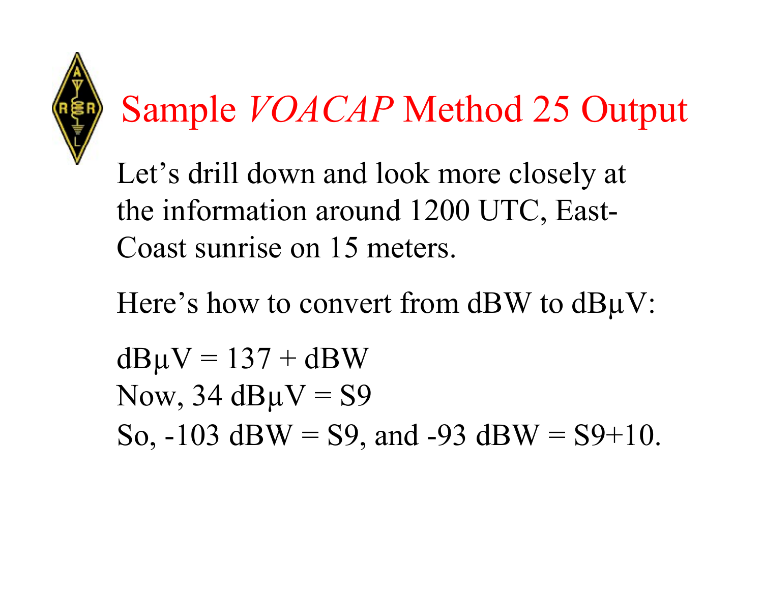# Sample *VOACAP* Method 25 Output

Let's drill down and look more closely at the information around 1200 UTC, East-Coast sunrise on 15 meters.

Here's how to convert from dBW to dBμV:

dBμV = 137 + dBW
Now, 34 dBμV = S9
So, -103 dBW = S9, and -93 dBW = S9+10.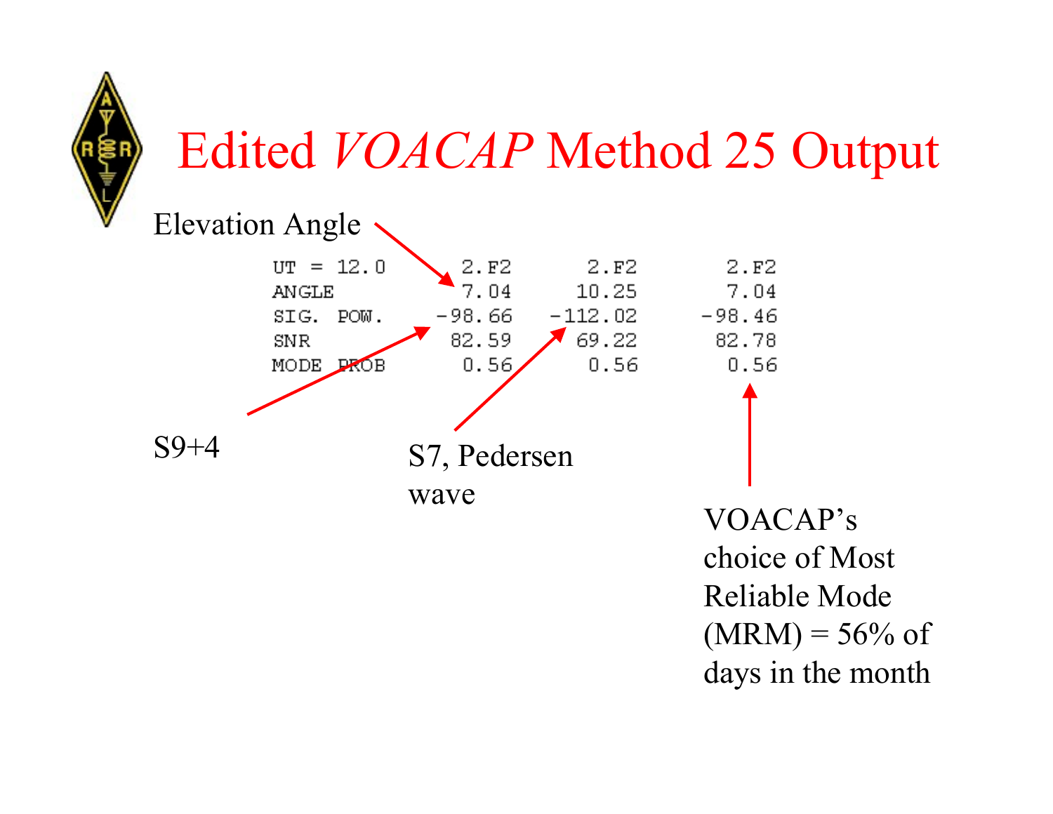# Edited *VOACAP* Method 25 Output

Elevation Angle

```
UT = 12.0        2.F2      2.F2      2.F2
ANGLE            7.04     10.25      7.04
SIG. POW.      -98.66   -112.02    -98.46
SNR             82.59     69.22     82.78
MODE PROB        0.56      0.56      0.56
```

S9+4

S7, Pedersen wave

VOACAP's choice of Most Reliable Mode (MRM) = 56% of days in the month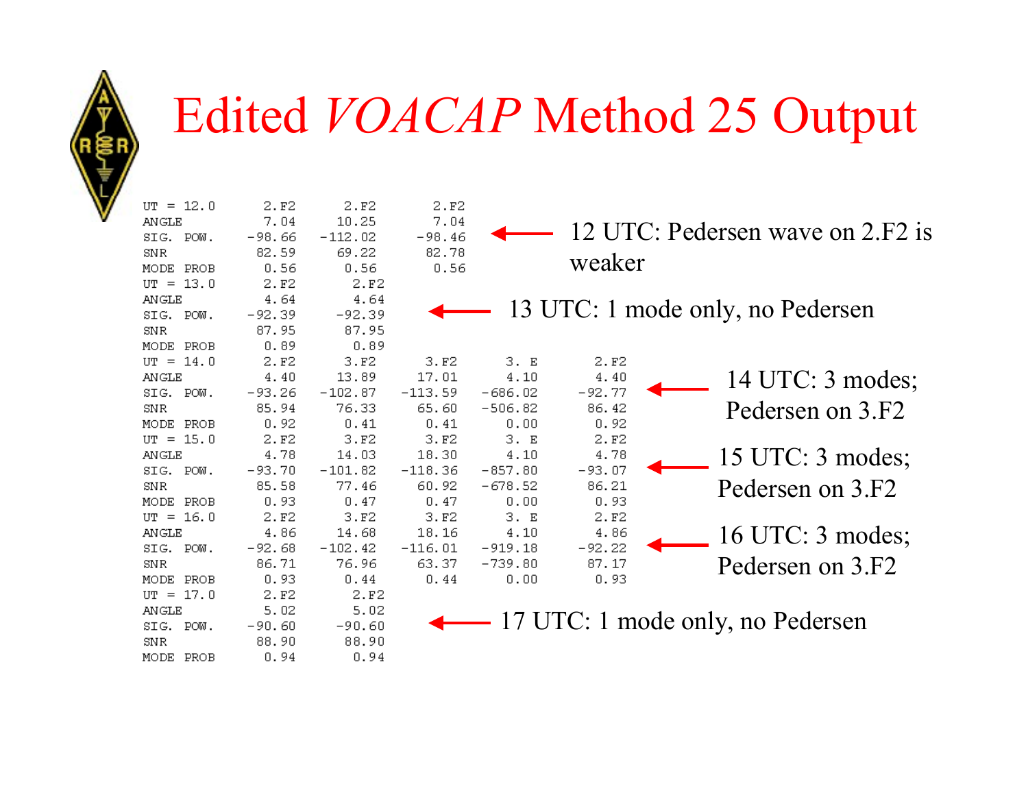# Edited *VOACAP* Method 25 Output

```
UT = 12.0      2.F2      2.F2      2.F2
ANGLE          7.04     10.25      7.04
SIG. POW.    -98.66   -112.02    -98.46
SNR           82.59     69.22     82.78
MODE PROB      0.56      0.56      0.56
UT = 13.0      2.F2      2.F2
ANGLE          4.64      4.64
SIG. POW.    -92.39    -92.39
SNR           87.95     87.95
MODE PROB      0.89      0.89
UT = 14.0      2.F2      3.F2      3.F2      3. E      2.F2
ANGLE          4.40     13.89     17.01      4.10      4.40
SIG. POW.    -93.26   -102.87   -113.59   -686.02    -92.77
SNR           85.94     76.33     65.60   -506.82     86.42
MODE PROB      0.92      0.41      0.41      0.00      0.92
UT = 15.0      2.F2      3.F2      3.F2      3. E      2.F2
ANGLE          4.78     14.03     18.30      4.10      4.78
SIG. POW.    -93.70   -101.82   -118.36   -857.80    -93.07
SNR           85.58     77.46     60.92   -678.52     86.21
MODE PROB      0.93      0.47      0.47      0.00      0.93
UT = 16.0      2.F2      3.F2      3.F2      3. E      2.F2
ANGLE          4.86     14.68     18.16      4.10      4.86
SIG. POW.    -92.68   -102.42   -116.01   -919.18    -92.22
SNR           86.71     76.96     63.37   -739.80     87.17
MODE PROB      0.93      0.44      0.44      0.00      0.93
UT = 17.0      2.F2      2.F2
ANGLE          5.02      5.02
SIG. POW.    -90.60    -90.60
SNR           88.90     88.90
MODE PROB      0.94      0.94
```

- 12 UTC: Pedersen wave on 2.F2 is weaker
- 13 UTC: 1 mode only, no Pedersen
- 14 UTC: 3 modes; Pedersen on 3.F2
- 15 UTC: 3 modes; Pedersen on 3.F2
- 16 UTC: 3 modes; Pedersen on 3.F2
- 17 UTC: 1 mode only, no Pedersen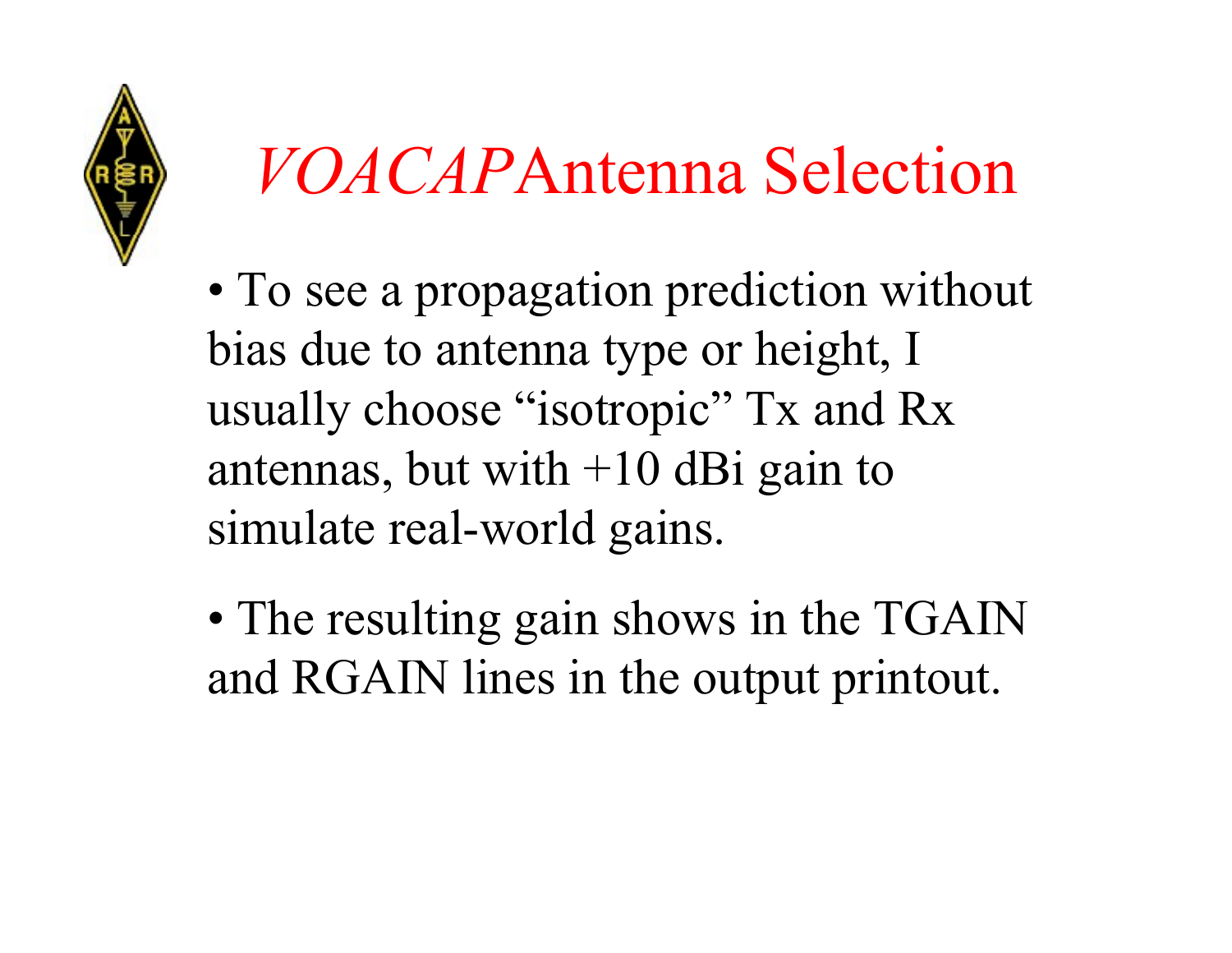# *VOACAP* Antenna Selection

- To see a propagation prediction without bias due to antenna type or height, I usually choose "isotropic" Tx and Rx antennas, but with +10 dBi gain to simulate real-world gains.

- The resulting gain shows in the TGAIN and RGAIN lines in the output printout.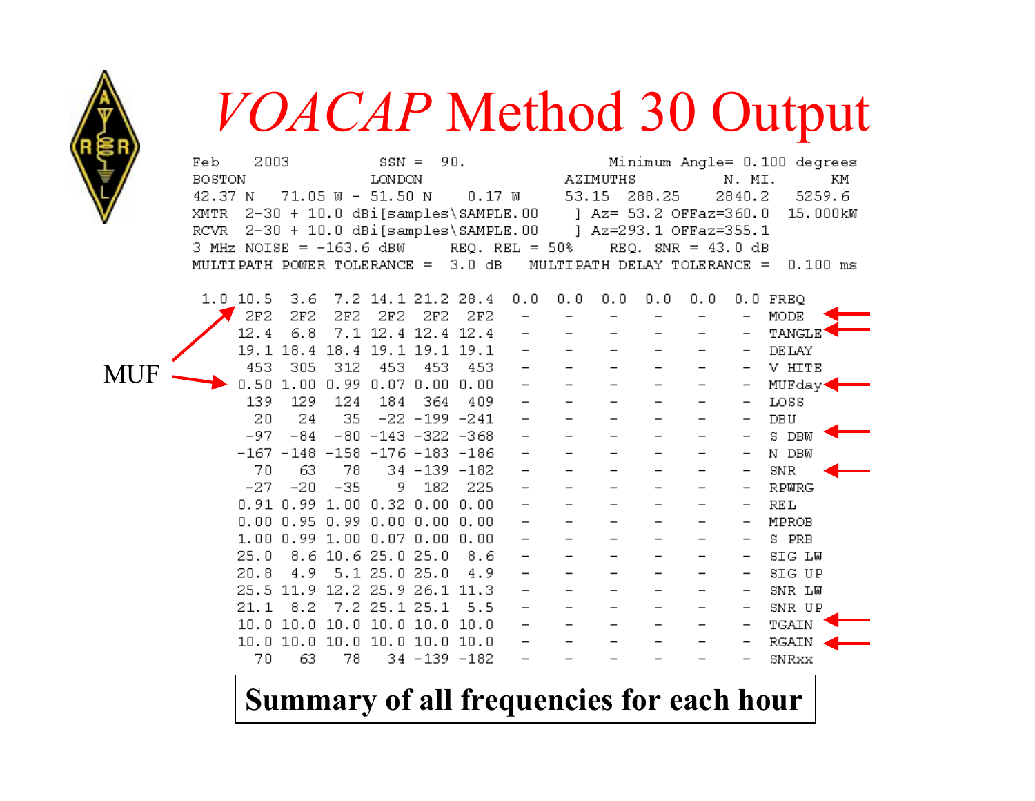# *VOACAP* Method 30 Output

```
Feb    2003            SSN =  90.            Minimum Angle= 0.100 degrees
BOSTON                 LONDON              AZIMUTHS         N. MI.      KM
42.37 N   71.05 W - 51.50 N    0.17 W    53.15  288.25    2840.2    5259.6
XMTR  2-30 + 10.0 dBi[samples\SAMPLE.00     ] Az= 53.2 OFFaz=360.0  15.000kW
RCVR  2-30 + 10.0 dBi[samples\SAMPLE.00     ] Az=293.1 OFFaz=355.1
3 MHz NOISE = -163.6 dBW      REQ. REL = 50%     REQ. SNR = 43.0 dB
MULTIPATH POWER TOLERANCE =  3.0 dB   MULTIPATH DELAY TOLERANCE =  0.100 ms

  1.0 10.5  3.6  7.2 14.1 21.2 28.4  0.0  0.0  0.0  0.0  0.0  0.0 FREQ
       2F2  2F2  2F2  2F2  2F2  2F2   -    -    -    -    -    -  MODE
      12.4  6.8  7.1 12.4 12.4 12.4   -    -    -    -    -    -  TANGLE
      19.1 18.4 18.4 19.1 19.1 19.1   -    -    -    -    -    -  DELAY
       453  305  312  453  453  453   -    -    -    -    -    -  V HITE
      0.50 1.00 0.99 0.07 0.00 0.00   -    -    -    -    -    -  MUFday
       139  129  124  184  364  409   -    -    -    -    -    -  LOSS
        20   24   35  -22 -199 -241   -    -    -    -    -    -  DBU
       -97  -84  -80 -143 -322 -368   -    -    -    -    -    -  S DBW
      -167 -148 -158 -176 -183 -186   -    -    -    -    -    -  N DBW
        70   63   78   34 -139 -182   -    -    -    -    -    -  SNR
       -27  -20  -35    9  182  225   -    -    -    -    -    -  RPWRG
      0.91 0.99 1.00 0.32 0.00 0.00   -    -    -    -    -    -  REL
      0.00 0.95 0.99 0.00 0.00 0.00   -    -    -    -    -    -  MPROB
      1.00 0.99 1.00 0.07 0.00 0.00   -    -    -    -    -    -  S PRB
      25.0  8.6 10.6 25.0 25.0  8.6   -    -    -    -    -    -  SIG LW
      20.8  4.9  5.1 25.0 25.0  4.9   -    -    -    -    -    -  SIG UP
      25.5 11.9 12.2 25.9 26.1 11.3   -    -    -    -    -    -  SNR LW
      21.1  8.2  7.2 25.1 25.1  5.5   -    -    -    -    -    -  SNR UP
      10.0 10.0 10.0 10.0 10.0 10.0   -    -    -    -    -    -  TGAIN
      10.0 10.0 10.0 10.0 10.0 10.0   -    -    -    -    -    -  RGAIN
        70   63   78   34 -139 -182   -    -    -    -    -    -  SNRxx
```

MUF

**Summary of all frequencies for each hour**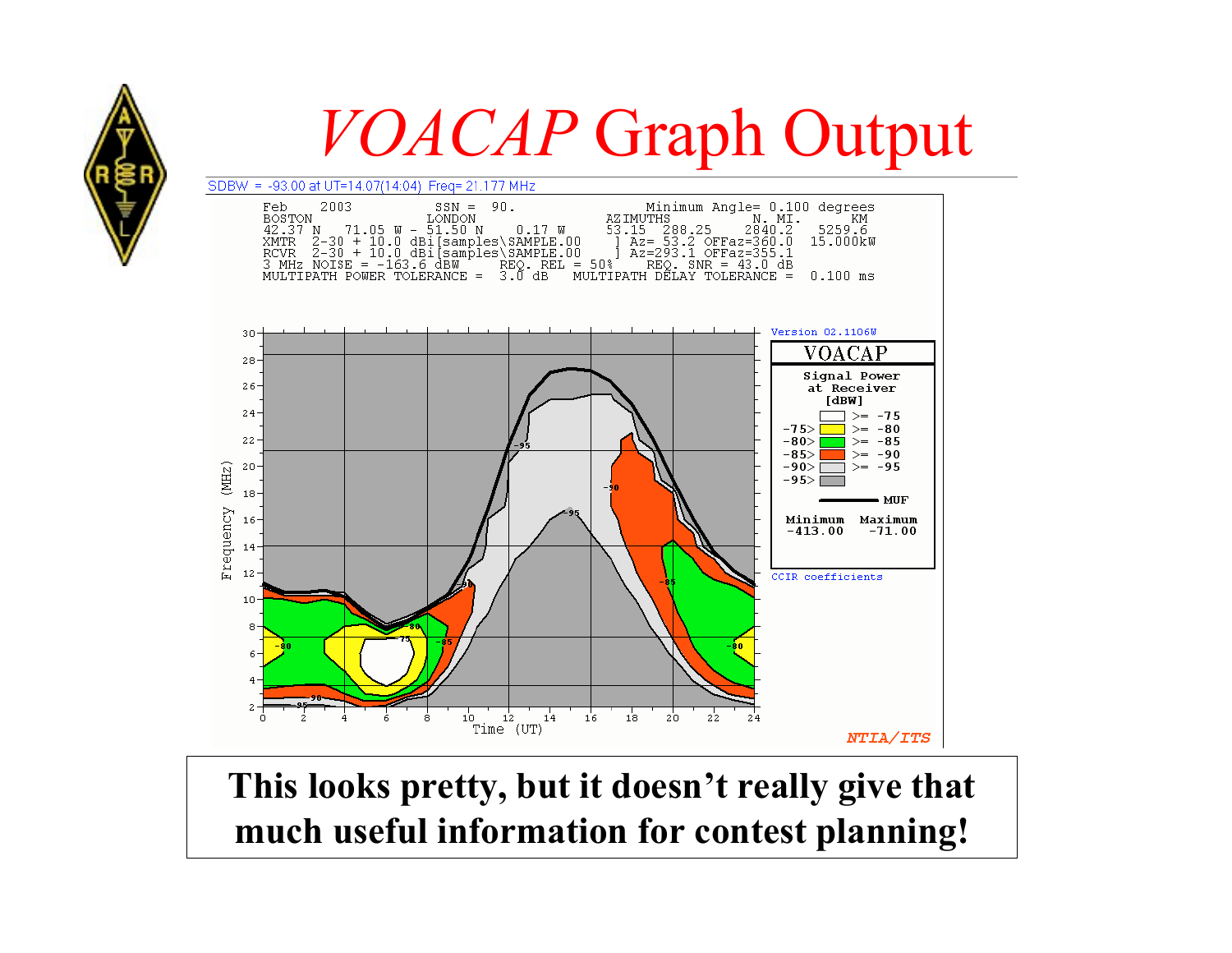# *VOACAP* Graph Output

SDBW = -93.00 at UT=14.07(14:04) Freq= 21.177 MHz

```
Feb    2003          SSN =  90.             Minimum Angle= 0.100 degrees
BOSTON               LONDON            AZIMUTHS          N. MI.      KM
42.37 N   71.05 W - 51.50 N    0.17 W    53.15  288.25    2840.2   5259.6
XMTR  2-30 + 10.0 dBi[samples\SAMPLE.00    ] Az= 53.2 OFFaz=360.0  15.000kW
RCVR  2-30 + 10.0 dBi[samples\SAMPLE.00    ] Az=293.1 OFFaz=355.1
3 MHz NOISE = -163.6 dBW     REQ. REL = 50%     REQ. SNR = 43.0 dB
MULTIPATH POWER TOLERANCE =  3.0 dB   MULTIPATH DELAY TOLERANCE =  0.100 ms
```

Version 02.1106W

**VOACAP**

Signal Power at Receiver [dBW]

| | |
|---|---|
| | >= -75 |
| -75> | >= -80 |
| -80> | >= -85 |
| -85> | >= -90 |
| -90> | >= -95 |
| -95> | |

MUF

| Minimum | Maximum |
|---|---|
| -413.00 | -71.00 |

CCIR coefficients

Frequency (MHz) vs. Time (UT)

NTIA/ITS

**This looks pretty, but it doesn't really give that much useful information for contest planning!**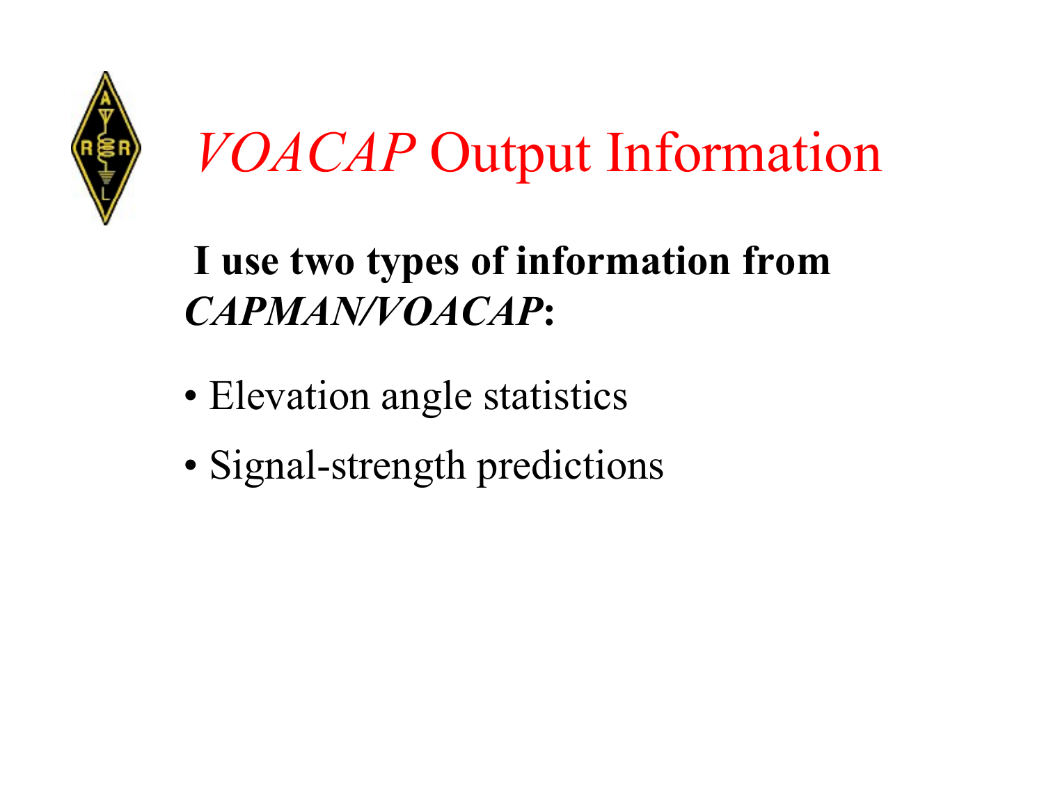# *VOACAP* Output Information

**I use two types of information from *CAPMAN/VOACAP*:**

- Elevation angle statistics
- Signal-strength predictions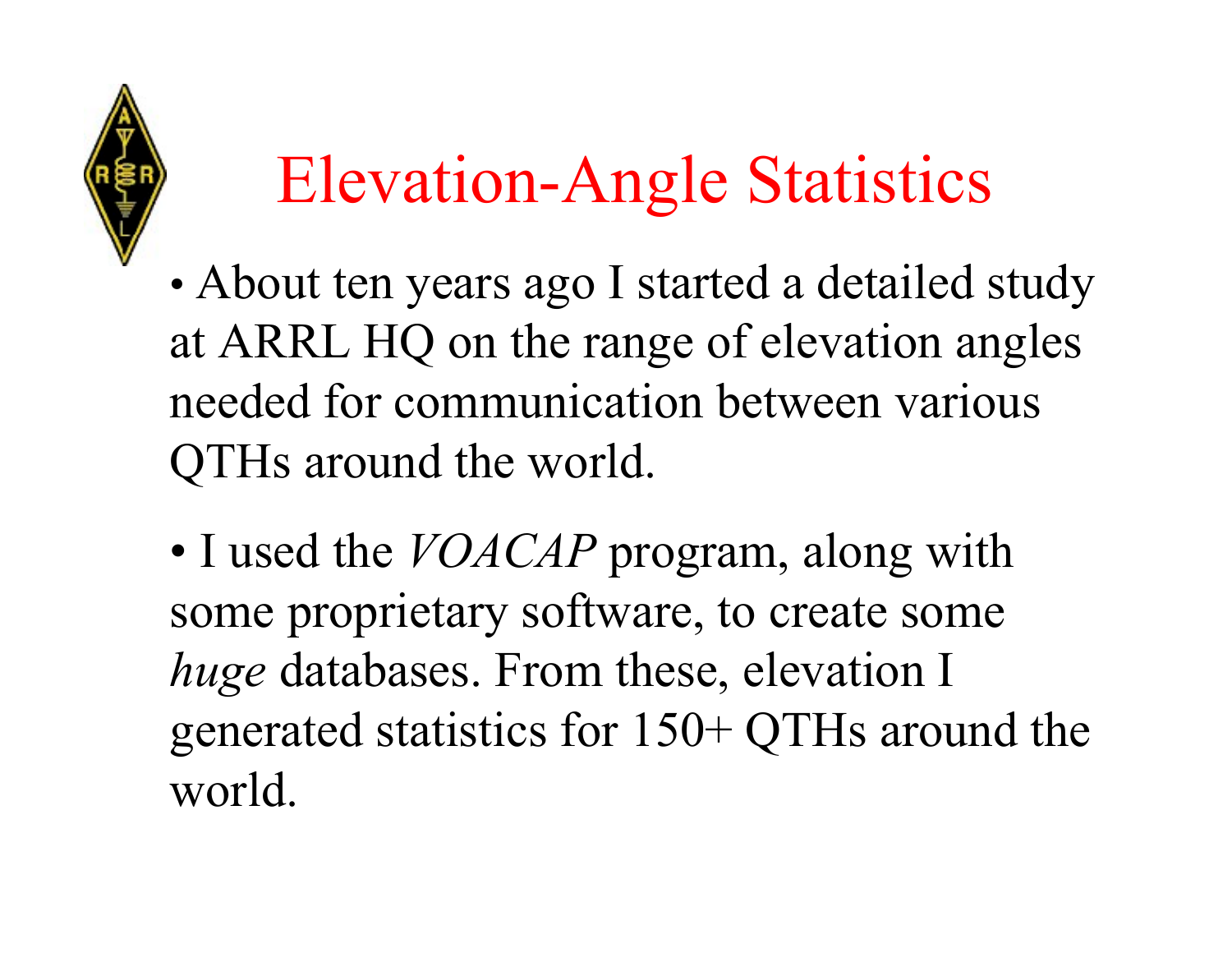# Elevation-Angle Statistics

- About ten years ago I started a detailed study at ARRL HQ on the range of elevation angles needed for communication between various QTHs around the world.

- I used the *VOACAP* program, along with some proprietary software, to create some *huge* databases. From these, elevation I generated statistics for 150+ QTHs around the world.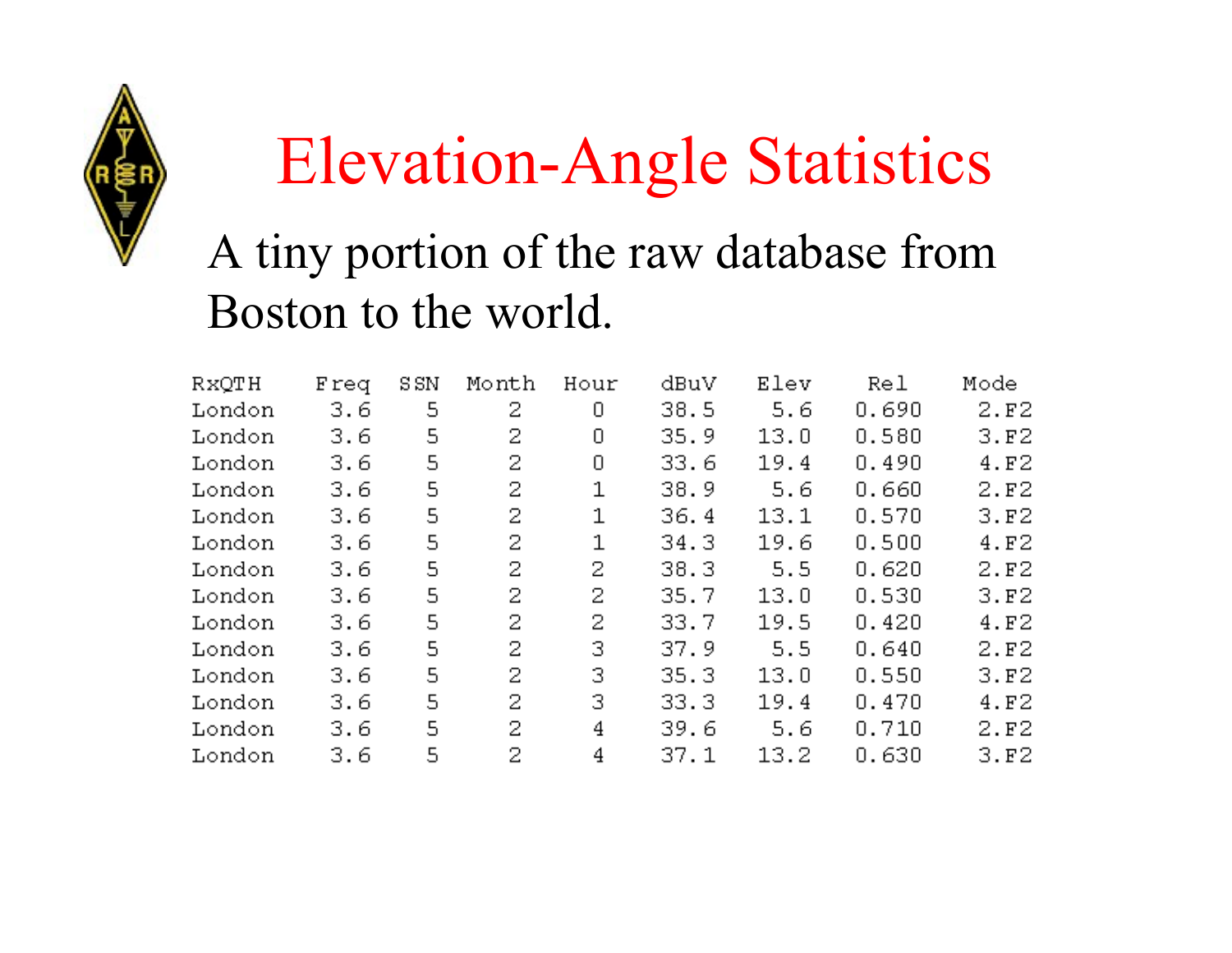# Elevation-Angle Statistics

A tiny portion of the raw database from Boston to the world.

| RxQTH | Freq | SSN | Month | Hour | dBuV | Elev | Rel | Mode |
|---|---|---|---|---|---|---|---|---|
| London | 3.6 | 5 | 2 | 0 | 38.5 | 5.6 | 0.690 | 2.F2 |
| London | 3.6 | 5 | 2 | 0 | 35.9 | 13.0 | 0.580 | 3.F2 |
| London | 3.6 | 5 | 2 | 0 | 33.6 | 19.4 | 0.490 | 4.F2 |
| London | 3.6 | 5 | 2 | 1 | 38.9 | 5.6 | 0.660 | 2.F2 |
| London | 3.6 | 5 | 2 | 1 | 36.4 | 13.1 | 0.570 | 3.F2 |
| London | 3.6 | 5 | 2 | 1 | 34.3 | 19.6 | 0.500 | 4.F2 |
| London | 3.6 | 5 | 2 | 2 | 38.3 | 5.5 | 0.620 | 2.F2 |
| London | 3.6 | 5 | 2 | 2 | 35.7 | 13.0 | 0.530 | 3.F2 |
| London | 3.6 | 5 | 2 | 2 | 33.7 | 19.5 | 0.420 | 4.F2 |
| London | 3.6 | 5 | 2 | 3 | 37.9 | 5.5 | 0.640 | 2.F2 |
| London | 3.6 | 5 | 2 | 3 | 35.3 | 13.0 | 0.550 | 3.F2 |
| London | 3.6 | 5 | 2 | 3 | 33.3 | 19.4 | 0.470 | 4.F2 |
| London | 3.6 | 5 | 2 | 4 | 39.6 | 5.6 | 0.710 | 2.F2 |
| London | 3.6 | 5 | 2 | 4 | 37.1 | 13.2 | 0.630 | 3.F2 |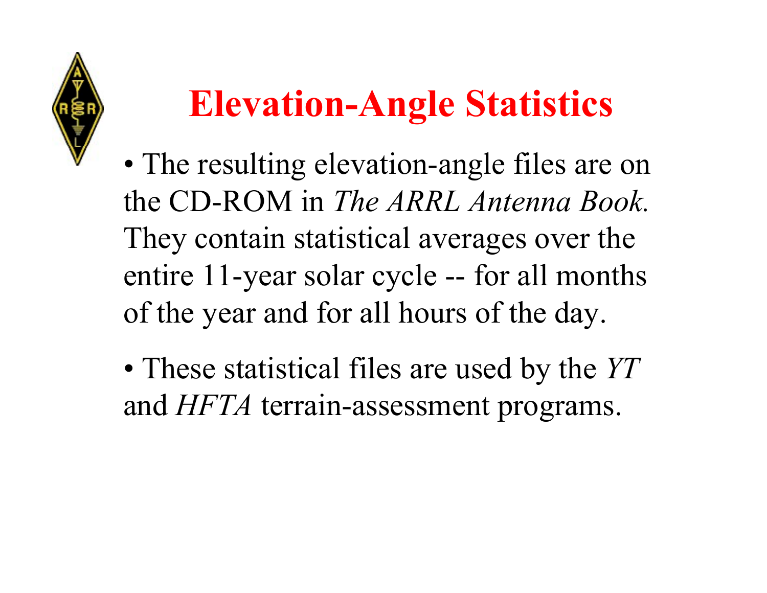# Elevation-Angle Statistics

- The resulting elevation-angle files are on the CD-ROM in *The ARRL Antenna Book.* They contain statistical averages over the entire 11-year solar cycle -- for all months of the year and for all hours of the day.

- These statistical files are used by the *YT* and *HFTA* terrain-assessment programs.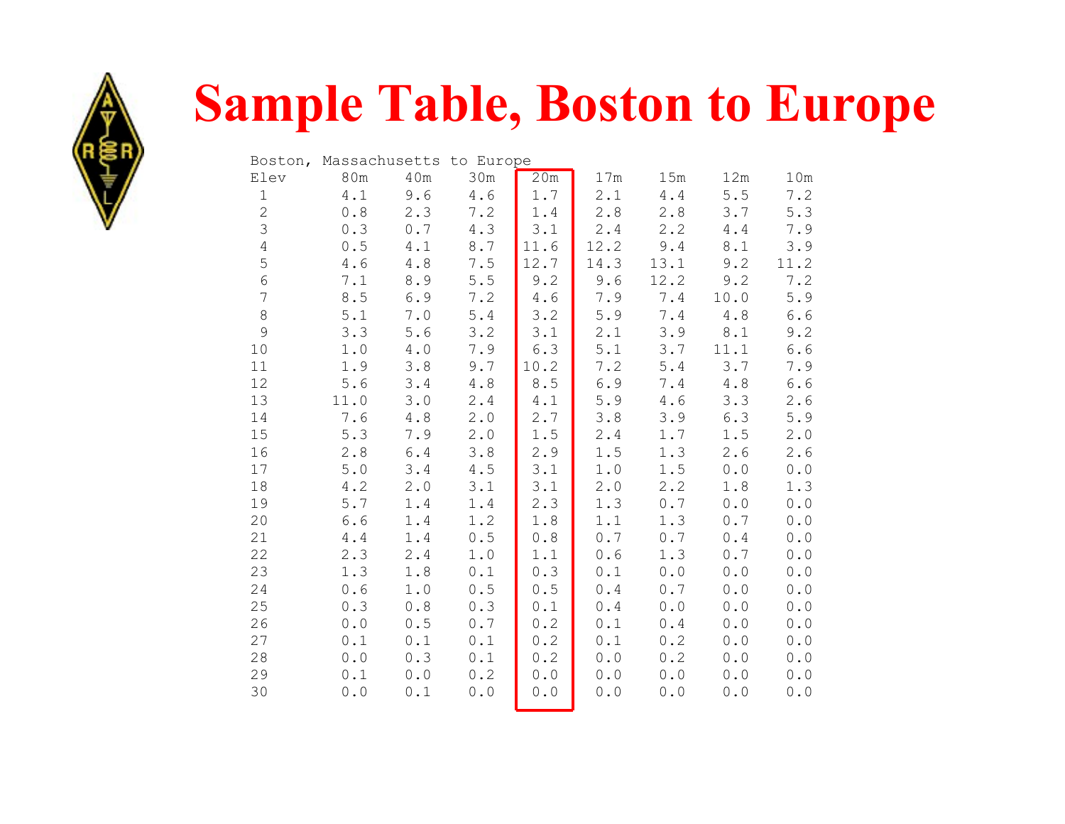# Sample Table, Boston to Europe

Boston, Massachusetts to Europe

| Elev | 80m | 40m | 30m | 20m | 17m | 15m | 12m | 10m |
|---|---|---|---|---|---|---|---|---|
| 1 | 4.1 | 9.6 | 4.6 | 1.7 | 2.1 | 4.4 | 5.5 | 7.2 |
| 2 | 0.8 | 2.3 | 7.2 | 1.4 | 2.8 | 2.8 | 3.7 | 5.3 |
| 3 | 0.3 | 0.7 | 4.3 | 3.1 | 2.4 | 2.2 | 4.4 | 7.9 |
| 4 | 0.5 | 4.1 | 8.7 | 11.6 | 12.2 | 9.4 | 8.1 | 3.9 |
| 5 | 4.6 | 4.8 | 7.5 | 12.7 | 14.3 | 13.1 | 9.2 | 11.2 |
| 6 | 7.1 | 8.9 | 5.5 | 9.2 | 9.6 | 12.2 | 9.2 | 7.2 |
| 7 | 8.5 | 6.9 | 7.2 | 4.6 | 7.9 | 7.4 | 10.0 | 5.9 |
| 8 | 5.1 | 7.0 | 5.4 | 3.2 | 5.9 | 7.4 | 4.8 | 6.6 |
| 9 | 3.3 | 5.6 | 3.2 | 3.1 | 2.1 | 3.9 | 8.1 | 9.2 |
| 10 | 1.0 | 4.0 | 7.9 | 6.3 | 5.1 | 3.7 | 11.1 | 6.6 |
| 11 | 1.9 | 3.8 | 9.7 | 10.2 | 7.2 | 5.4 | 3.7 | 7.9 |
| 12 | 5.6 | 3.4 | 4.8 | 8.5 | 6.9 | 7.4 | 4.8 | 6.6 |
| 13 | 11.0 | 3.0 | 2.4 | 4.1 | 5.9 | 4.6 | 3.3 | 2.6 |
| 14 | 7.6 | 4.8 | 2.0 | 2.7 | 3.8 | 3.9 | 6.3 | 5.9 |
| 15 | 5.3 | 7.9 | 2.0 | 1.5 | 2.4 | 1.7 | 1.5 | 2.0 |
| 16 | 2.8 | 6.4 | 3.8 | 2.9 | 1.5 | 1.3 | 2.6 | 2.6 |
| 17 | 5.0 | 3.4 | 4.5 | 3.1 | 1.0 | 1.5 | 0.0 | 0.0 |
| 18 | 4.2 | 2.0 | 3.1 | 3.1 | 2.0 | 2.2 | 1.8 | 1.3 |
| 19 | 5.7 | 1.4 | 1.4 | 2.3 | 1.3 | 0.7 | 0.0 | 0.0 |
| 20 | 6.6 | 1.4 | 1.2 | 1.8 | 1.1 | 1.3 | 0.7 | 0.0 |
| 21 | 4.4 | 1.4 | 0.5 | 0.8 | 0.7 | 0.7 | 0.4 | 0.0 |
| 22 | 2.3 | 2.4 | 1.0 | 1.1 | 0.6 | 1.3 | 0.7 | 0.0 |
| 23 | 1.3 | 1.8 | 0.1 | 0.3 | 0.1 | 0.0 | 0.0 | 0.0 |
| 24 | 0.6 | 1.0 | 0.5 | 0.5 | 0.4 | 0.7 | 0.0 | 0.0 |
| 25 | 0.3 | 0.8 | 0.3 | 0.1 | 0.4 | 0.0 | 0.0 | 0.0 |
| 26 | 0.0 | 0.5 | 0.7 | 0.2 | 0.1 | 0.4 | 0.0 | 0.0 |
| 27 | 0.1 | 0.1 | 0.1 | 0.2 | 0.1 | 0.2 | 0.0 | 0.0 |
| 28 | 0.0 | 0.3 | 0.1 | 0.2 | 0.0 | 0.2 | 0.0 | 0.0 |
| 29 | 0.1 | 0.0 | 0.2 | 0.0 | 0.0 | 0.0 | 0.0 | 0.0 |
| 30 | 0.0 | 0.1 | 0.0 | 0.0 | 0.0 | 0.0 | 0.0 | 0.0 |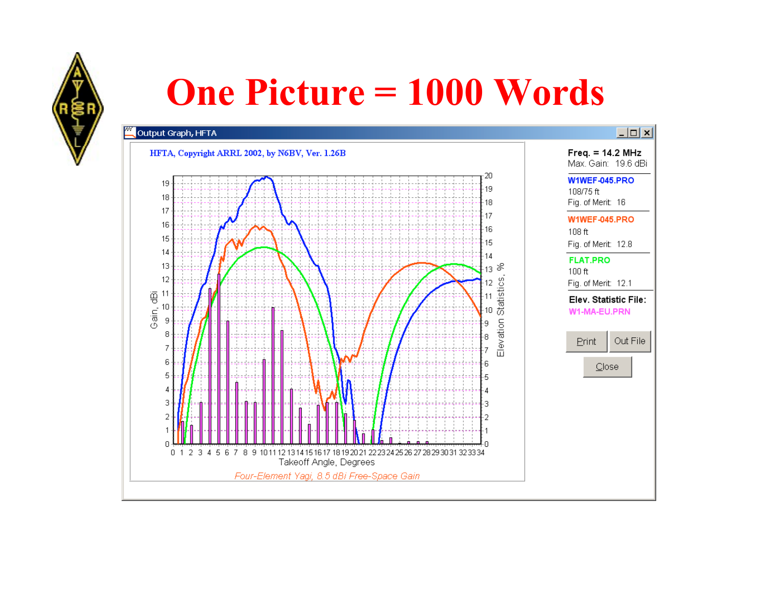# One Picture = 1000 Words

**Output Graph, HFTA**

HFTA, Copyright ARRL 2002, by N6BV, Ver. 1.26B

Gain, dBi | Elevation Statistics, % | Takeoff Angle, Degrees

*Four-Element Yagi, 8.5 dBi Free-Space Gain*

**Freq. = 14.2 MHz**
Max. Gain: 19.6 dBi

**W1WEF-045.PRO**
108/75 ft
Fig. of Merit: 16

**W1WEF-045.PRO**
108 ft
Fig. of Merit: 12.8

**FLAT.PRO**
100 ft
Fig. of Merit: 12.1

**Elev. Statistic File:**
W1-MA-EU.PRN

Print | Out File | Close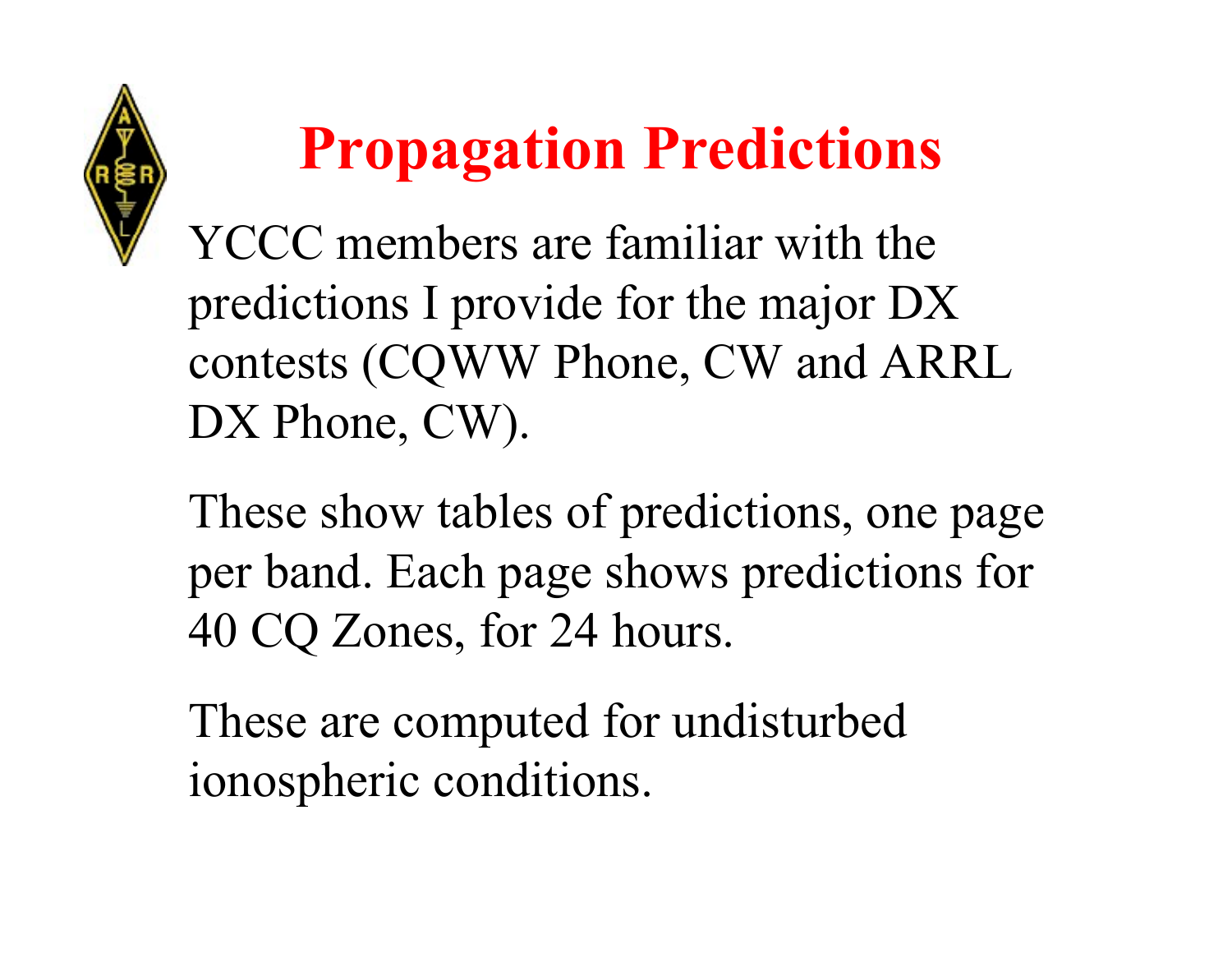# Propagation Predictions

YCCC members are familiar with the predictions I provide for the major DX contests (CQWW Phone, CW and ARRL DX Phone, CW).

These show tables of predictions, one page per band. Each page shows predictions for 40 CQ Zones, for 24 hours.

These are computed for undisturbed ionospheric conditions.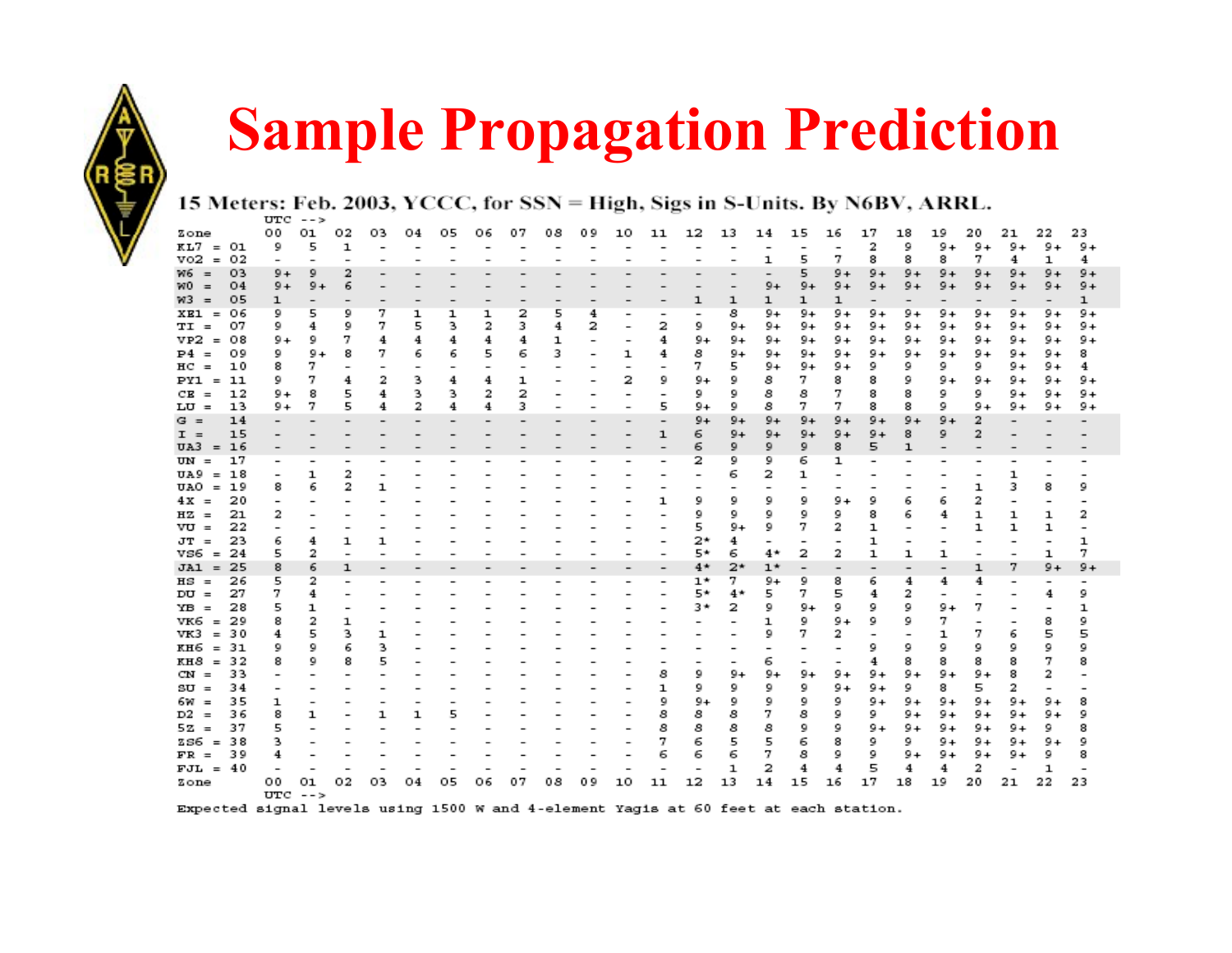# Sample Propagation Prediction

15 Meters: Feb. 2003, YCCC, for SSN = High, Sigs in S-Units. By N6BV, ARRL.

| Zone | 00 | 01 | 02 | 03 | 04 | 05 | 06 | 07 | 08 | 09 | 10 | 11 | 12 | 13 | 14 | 15 | 16 | 17 | 18 | 19 | 20 | 21 | 22 | 23 |
|---|---|---|---|---|---|---|---|---|---|---|---|---|---|---|---|---|---|---|---|---|---|---|---|---|
| KL7 = 01 | 9 | 5 | 1 | - | - | - | - | - | - | - | - | - | - | - | - | - | - | 2 | 9 | 9+ | 9+ | 9+ | 9+ | 9+ |
| VO2 = 02 | - | - | - | - | - | - | - | - | - | - | - | - | - | - | 1 | 5 | 7 | 8 | 8 | 8 | 7 | 4 | 1 | 4 |
| W6 = 03 | 9+ | 9 | 2 | - | - | - | - | - | - | - | - | - | - | - | - | 5 | 9+ | 9+ | 9+ | 9+ | 9+ | 9+ | 9+ | 9+ |
| W0 = 04 | 9+ | 9+ | 6 | - | - | - | - | - | - | - | - | - | - | - | 9+ | 9+ | 9+ | 9+ | 9+ | 9+ | 9+ | 9+ | 9+ | 9+ |
| W3 = 05 | 1 | - | - | - | - | - | - | - | - | - | - | - | 1 | 1 | 1 | 1 | 1 | - | - | - | - | - | - | 1 |
| XE1 = 06 | 9 | 5 | 9 | 7 | 1 | 1 | 1 | 2 | 5 | 4 | - | - | - | 8 | 9+ | 9+ | 9+ | 9+ | 9+ | 9+ | 9+ | 9+ | 9+ | 9+ |
| TI = 07 | 9 | 4 | 9 | 7 | 5 | 3 | 2 | 3 | 4 | 2 | - | 2 | 9 | 9+ | 9+ | 9+ | 9+ | 9+ | 9+ | 9+ | 9+ | 9+ | 9+ | 9+ |
| VP2 = 08 | 9+ | 9 | 7 | 4 | 4 | 4 | 4 | 4 | 1 | - | - | 4 | 9+ | 9+ | 9+ | 9+ | 9+ | 9+ | 9+ | 9+ | 9+ | 9+ | 9+ | 9+ |
| P4 = 09 | 9 | 9+ | 8 | 7 | 6 | 6 | 5 | 6 | 3 | - | 1 | 4 | 8 | 9+ | 9+ | 9+ | 9+ | 9+ | 9+ | 9+ | 9+ | 9+ | 9+ | 8 |
| HC = 10 | 8 | 7 | - | - | - | - | - | - | - | - | - | - | 7 | 5 | 9+ | 9+ | 9+ | 9 | 9 | 9 | 9 | 9+ | 9+ | 4 |
| PY1 = 11 | 9 | 7 | 4 | 2 | 3 | 4 | 4 | 1 | - | - | 2 | 9 | 9+ | 9 | 8 | 7 | 8 | 8 | 9 | 9+ | 9+ | 9+ | 9+ | 9+ |
| CE = 12 | 9+ | 8 | 5 | 4 | 3 | 3 | 2 | 2 | - | - | - | - | 9 | 9 | 8 | 8 | 7 | 8 | 8 | 9 | 9 | 9+ | 9+ | 9+ |
| LU = 13 | 9+ | 7 | 5 | 4 | 2 | 4 | 4 | 3 | - | - | - | 5 | 9+ | 9 | 8 | 7 | 7 | 8 | 8 | 9 | 9+ | 9+ | 9+ | 9+ |
| G = 14 | - | - | - | - | - | - | - | - | - | - | - | - | 9+ | 9+ | 9+ | 9+ | 9+ | 9+ | 9+ | 9+ | 2 | - | - | - |
| I = 15 | - | - | - | - | - | - | - | - | - | - | - | 1 | 6 | 9+ | 9+ | 9+ | 9+ | 9+ | 8 | 9 | 2 | - | - | - |
| UA3 = 16 | - | - | - | - | - | - | - | - | - | - | - | - | 6 | 9 | 9 | 9 | 8 | 5 | 1 | - | - | - | - | - |
| UN = 17 | - | - | - | - | - | - | - | - | - | - | - | - | 2 | 9 | 9 | 6 | 1 | - | - | - | - | - | - | - |
| UA9 = 18 | - | 1 | 2 | - | - | - | - | - | - | - | - | - | - | 6 | 2 | 1 | - | - | - | - | - | 1 | - | - |
| UA0 = 19 | 8 | 6 | 2 | 1 | - | - | - | - | - | - | - | - | - | - | - | - | - | - | - | - | 1 | 3 | 8 | 9 |
| 4X = 20 | - | - | - | - | - | - | - | - | - | - | - | 1 | 9 | 9 | 9 | 9 | 9+ | 9 | 6 | 6 | 2 | - | - | - |
| HZ = 21 | 2 | - | - | - | - | - | - | - | - | - | - | - | 9 | 9 | 9 | 9 | 9 | 8 | 6 | 4 | 1 | 1 | 1 | 2 |
| VU = 22 | - | - | - | - | - | - | - | - | - | - | - | - | 5 | 9+ | 9 | 7 | 2 | 1 | - | - | 1 | 1 | 1 | - |
| JT = 23 | 6 | 4 | 1 | 1 | - | - | - | - | - | - | - | - | 2* | 4 | - | - | - | 1 | - | - | - | - | - | 1 |
| VS6 = 24 | 5 | 2 | - | - | - | - | - | - | - | - | - | - | 5* | 6 | 4* | 2 | 2 | 1 | 1 | 1 | - | - | 1 | 7 |
| JA1 = 25 | 8 | 6 | 1 | - | - | - | - | - | - | - | - | - | 4* | 2* | 1* | - | - | - | - | - | 1 | 7 | 9+ | 9+ |
| HS = 26 | 5 | 2 | - | - | - | - | - | - | - | - | - | - | 1* | 7 | 9+ | 9 | 8 | 6 | 4 | 4 | 4 | - | - | - |
| DU = 27 | 7 | 4 | - | - | - | - | - | - | - | - | - | - | 5* | 4* | 5 | 7 | 5 | 4 | 2 | - | - | - | 4 | 9 |
| YB = 28 | 5 | 1 | - | - | - | - | - | - | - | - | - | - | 3* | 2 | 9 | 9+ | 9 | 9 | 9 | 9+ | 7 | - | - | 1 |
| VK6 = 29 | 8 | 2 | 1 | - | - | - | - | - | - | - | - | - | - | - | 1 | 9 | 9+ | 9 | 9 | 7 | - | - | 8 | 9 |
| VK3 = 30 | 4 | 5 | 3 | 1 | - | - | - | - | - | - | - | - | - | - | 9 | 7 | 2 | - | - | 1 | 7 | 6 | 5 | 5 |
| KH6 = 31 | 9 | 9 | 6 | 3 | - | - | - | - | - | - | - | - | - | - | - | - | - | 9 | 9 | 9 | 9 | 9 | 9 | 9 |
| KH8 = 32 | 8 | 9 | 8 | 5 | - | - | - | - | - | - | - | - | - | - | 6 | - | - | 4 | 8 | 8 | 8 | 8 | 7 | 8 |
| CN = 33 | - | - | - | - | - | - | - | - | - | - | - | 8 | 9 | 9+ | 9+ | 9+ | 9+ | 9+ | 9+ | 9+ | 9+ | 8 | 2 | - |
| SU = 34 | - | - | - | - | - | - | - | - | - | - | - | 1 | 9 | 9 | 9 | 9 | 9+ | 9+ | 9 | 8 | 5 | 2 | - | - |
| 6W = 35 | 1 | - | - | - | - | - | - | - | - | - | - | 9 | 9+ | 9 | 9 | 9 | 9 | 9+ | 9+ | 9+ | 9+ | 9+ | 9+ | 8 |
| D2 = 36 | 8 | 1 | - | 1 | 1 | 5 | - | - | - | - | - | 8 | 8 | 8 | 7 | 8 | 9 | 9 | 9+ | 9+ | 9+ | 9+ | 9+ | 9 |
| 5Z = 37 | 5 | - | - | - | - | - | - | - | - | - | - | 8 | 8 | 8 | 8 | 9 | 9 | 9+ | 9+ | 9+ | 9+ | 9+ | 9 | 8 |
| ZS6 = 38 | 3 | - | - | - | - | - | - | - | - | - | - | 7 | 6 | 5 | 5 | 6 | 8 | 9 | 9 | 9+ | 9+ | 9+ | 9+ | 9 |
| FR = 39 | 4 | - | - | - | - | - | - | - | - | - | - | 6 | 6 | 6 | 7 | 8 | 9 | 9 | 9+ | 9+ | 9+ | 9+ | 9 | 8 |
| FJL = 40 | - | - | - | - | - | - | - | - | - | - | - | - | - | 1 | 2 | 4 | 4 | 5 | 4 | 4 | 2 | - | 1 | - |
| Zone | 00 | 01 | 02 | 03 | 04 | 05 | 06 | 07 | 08 | 09 | 10 | 11 | 12 | 13 | 14 | 15 | 16 | 17 | 18 | 19 | 20 | 21 | 22 | 23 |

UTC -->

Expected signal levels using 1500 W and 4-element Yagis at 60 feet at each station.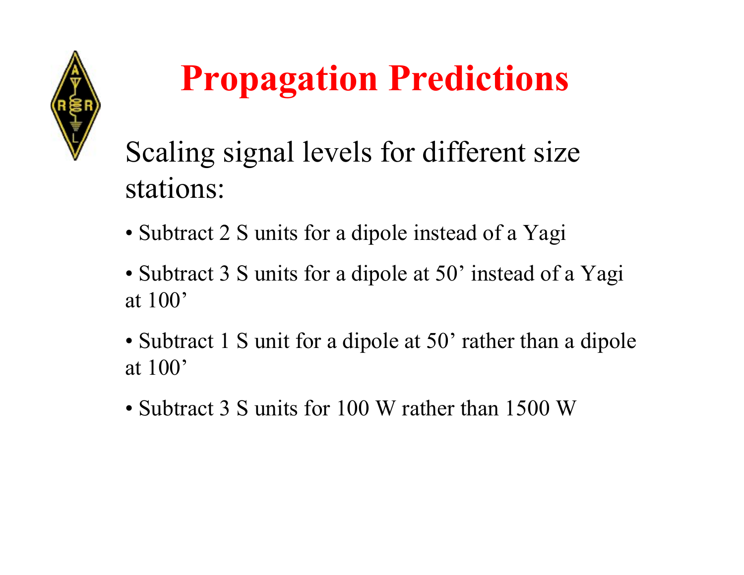# Propagation Predictions

Scaling signal levels for different size stations:

- Subtract 2 S units for a dipole instead of a Yagi
- Subtract 3 S units for a dipole at 50’ instead of a Yagi at 100’
- Subtract 1 S unit for a dipole at 50’ rather than a dipole at 100’
- Subtract 3 S units for 100 W rather than 1500 W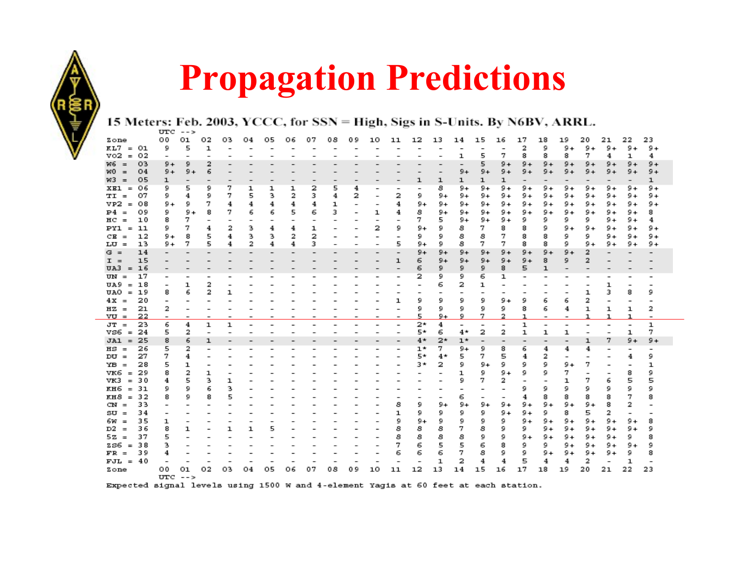# Propagation Predictions

15 Meters: Feb. 2003, YCCC, for SSN = High, Sigs in S-Units. By N6BV, ARRL.

| Zone | 00 | 01 | 02 | 03 | 04 | 05 | 06 | 07 | 08 | 09 | 10 | 11 | 12 | 13 | 14 | 15 | 16 | 17 | 18 | 19 | 20 | 21 | 22 | 23 |
|---|---|---|---|---|---|---|---|---|---|---|---|---|---|---|---|---|---|---|---|---|---|---|---|---|
| KL7 = 01 | 9 | 5 | 1 | - | - | - | - | - | - | - | - | - | - | - | - | - | - | 2 | 9 | 9+ | 9+ | 9+ | 9+ | 9+ |
| VO2 = 02 | - | - | - | - | - | - | - | - | - | - | - | - | - | - | 1 | 5 | 7 | 8 | 8 | 8 | 7 | 4 | 1 | 4 |
| W6 = 03 | 9+ | 9 | 2 | - | - | - | - | - | - | - | - | - | - | - | - | 5 | 9+ | 9+ | 9+ | 9+ | 9+ | 9+ | 9+ | 9+ |
| W0 = 04 | 9+ | 9+ | 6 | - | - | - | - | - | - | - | - | - | - | - | 9+ | 9+ | 9+ | 9+ | 9+ | 9+ | 9+ | 9+ | 9+ | 9+ |
| W3 = 05 | 1 | - | - | - | - | - | - | - | - | - | - | - | 1 | 1 | 1 | 1 | 1 | - | - | - | - | - | - | 1 |
| XE1 = 06 | 9 | 5 | 9 | 7 | 1 | 1 | 1 | 2 | 5 | 4 | - | - | - | 8 | 9+ | 9+ | 9+ | 9+ | 9+ | 9+ | 9+ | 9+ | 9+ | 9+ |
| TI = 07 | 9 | 4 | 9 | 7 | 5 | 3 | 2 | 3 | 4 | 2 | - | 2 | 9 | 9+ | 9+ | 9+ | 9+ | 9+ | 9+ | 9+ | 9+ | 9+ | 9+ | 9+ |
| VP2 = 08 | 9+ | 9 | 7 | 4 | 4 | 4 | 4 | 4 | 1 | - | - | 4 | 9+ | 9+ | 9+ | 9+ | 9+ | 9+ | 9+ | 9+ | 9+ | 9+ | 9+ | 9+ |
| P4 = 09 | 9 | 9+ | 8 | 7 | 6 | 6 | 5 | 6 | 3 | - | 1 | 4 | 8 | 9+ | 9+ | 9+ | 9+ | 9+ | 9+ | 9+ | 9+ | 9+ | 9+ | 8 |
| HC = 10 | 8 | 7 | - | - | - | - | - | - | - | - | - | - | 7 | 5 | 9+ | 9+ | 9+ | 9 | 9 | 9 | 9 | 9+ | 9+ | 4 |
| PY1 = 11 | 9 | 7 | 4 | 2 | 3 | 4 | 4 | 1 | - | - | 2 | 9 | 9+ | 9 | 8 | 7 | 8 | 8 | 9 | 9+ | 9+ | 9+ | 9+ | 9+ |
| CE = 12 | 9+ | 8 | 5 | 4 | 3 | 3 | 2 | 2 | - | - | - | - | 9 | 9 | 8 | 8 | 7 | 8 | 8 | 9 | 9 | 9+ | 9+ | 9+ |
| LU = 13 | 9+ | 7 | 5 | 4 | 2 | 4 | 4 | 3 | - | - | - | 5 | 9+ | 9 | 8 | 7 | 7 | 8 | 8 | 9 | 9+ | 9+ | 9+ | 9+ |
| G = 14 | - | - | - | - | - | - | - | - | - | - | - | - | 9+ | 9+ | 9+ | 9+ | 9+ | 9+ | 9+ | 9+ | 2 | - | - | - |
| I = 15 | - | - | - | - | - | - | - | - | - | - | - | 1 | 6 | 9+ | 9+ | 9+ | 9+ | 9+ | 8 | 9 | 2 | - | - | - |
| UA3 = 16 | - | - | - | - | - | - | - | - | - | - | - | - | 6 | 9 | 9 | 9 | 8 | 5 | 1 | - | - | - | - | - |
| UN = 17 | - | - | - | - | - | - | - | - | - | - | - | - | 2 | 9 | 9 | 6 | 1 | - | - | - | - | - | - | - |
| UA9 = 18 | - | 1 | 2 | - | - | - | - | - | - | - | - | - | - | 6 | 2 | 1 | - | - | - | - | - | 1 | - | - |
| UA0 = 19 | 8 | 6 | 2 | 1 | - | - | - | - | - | - | - | - | - | - | - | - | - | - | - | - | 1 | 3 | 8 | 9 |
| 4X = 20 | - | - | - | - | - | - | - | - | - | - | - | 1 | 9 | 9 | 9 | 9 | 9+ | 9 | 6 | 6 | 2 | - | - | - |
| HZ = 21 | 2 | - | - | - | - | - | - | - | - | - | - | - | 9 | 9 | 9 | 9 | 9 | 8 | 6 | 4 | 1 | 1 | 1 | 2 |
| VU = 22 | - | - | - | - | - | - | - | - | - | - | - | - | 5 | 9+ | 9 | 7 | 2 | 1 | - | - | 1 | 1 | 1 | - |
| JT = 23 | 6 | 4 | 1 | 1 | - | - | - | - | - | - | - | - | 2* | 4 | - | - | - | 1 | - | - | - | - | - | 1 |
| VS6 = 24 | 5 | 2 | - | - | - | - | - | - | - | - | - | - | 5* | 6 | 4* | 2 | 2 | 1 | 1 | 1 | - | - | 1 | 7 |
| JA1 = 25 | 8 | 6 | 1 | - | - | - | - | - | - | - | - | - | 4* | 2* | 1* | - | - | - | - | - | 1 | 7 | 9+ | 9+ |
| HS = 26 | 5 | 2 | - | - | - | - | - | - | - | - | - | - | 1* | 7 | 9+ | 9 | 8 | 6 | 4 | 4 | 4 | - | - | - |
| DU = 27 | 7 | 4 | - | - | - | - | - | - | - | - | - | - | 5* | 4* | 5 | 7 | 5 | 4 | 2 | - | - | - | 4 | 9 |
| YB = 28 | 5 | 1 | - | - | - | - | - | - | - | - | - | - | 3* | 2 | 9 | 9+ | 9 | 9 | 9 | 9+ | 7 | - | - | 1 |
| VK6 = 29 | 8 | 2 | 1 | - | - | - | - | - | - | - | - | - | - | - | 1 | 9 | 9+ | 9 | 9 | 7 | - | - | 8 | 9 |
| VK3 = 30 | 4 | 5 | 3 | 1 | - | - | - | - | - | - | - | - | - | - | 9 | 7 | 2 | - | - | 1 | 7 | 6 | 5 | 5 |
| KH6 = 31 | 9 | 9 | 6 | 3 | - | - | - | - | - | - | - | - | - | - | - | - | - | 9 | 9 | 9 | 9 | 9 | 9 | 9 |
| KH8 = 32 | 8 | 9 | 8 | 5 | - | - | - | - | - | - | - | - | - | - | 6 | - | - | 4 | 8 | 8 | 8 | 8 | 7 | 8 |
| CN = 33 | - | - | - | - | - | - | - | - | - | - | - | 8 | 9 | 9+ | 9+ | 9+ | 9+ | 9+ | 9+ | 9+ | 9+ | 8 | 2 | - |
| SU = 34 | - | - | - | - | - | - | - | - | - | - | - | 1 | 9 | 9 | 9 | 9 | 9+ | 9+ | 9 | 8 | 5 | 2 | - | - |
| 6W = 35 | 1 | - | - | - | - | - | - | - | - | - | - | 9 | 9+ | 9 | 9 | 9 | 9 | 9+ | 9+ | 9+ | 9+ | 9+ | 9+ | 8 |
| D2 = 36 | 8 | 1 | - | 1 | 1 | 5 | - | - | - | - | - | 8 | 8 | 8 | 7 | 8 | 9 | 9 | 9+ | 9+ | 9+ | 9+ | 9+ | 9 |
| 5Z = 37 | 5 | - | - | - | - | - | - | - | - | - | - | 8 | 8 | 8 | 8 | 9 | 9 | 9+ | 9+ | 9+ | 9+ | 9+ | 9 | 8 |
| ZS6 = 38 | 3 | - | - | - | - | - | - | - | - | - | - | 7 | 6 | 5 | 5 | 6 | 8 | 9 | 9 | 9+ | 9+ | 9+ | 9+ | 9 |
| FR = 39 | 4 | - | - | - | - | - | - | - | - | - | - | 6 | 6 | 6 | 7 | 8 | 9 | 9 | 9+ | 9+ | 9+ | 9+ | 9 | 8 |
| FJL = 40 | - | - | - | - | - | - | - | - | - | - | - | - | - | 1 | 2 | 4 | 4 | 5 | 4 | 4 | 2 | - | 1 | - |
| Zone | 00 | 01 | 02 | 03 | 04 | 05 | 06 | 07 | 08 | 09 | 10 | 11 | 12 | 13 | 14 | 15 | 16 | 17 | 18 | 19 | 20 | 21 | 22 | 23 |

UTC -->

Expected signal levels using 1500 W and 4-element Yagis at 60 feet at each station.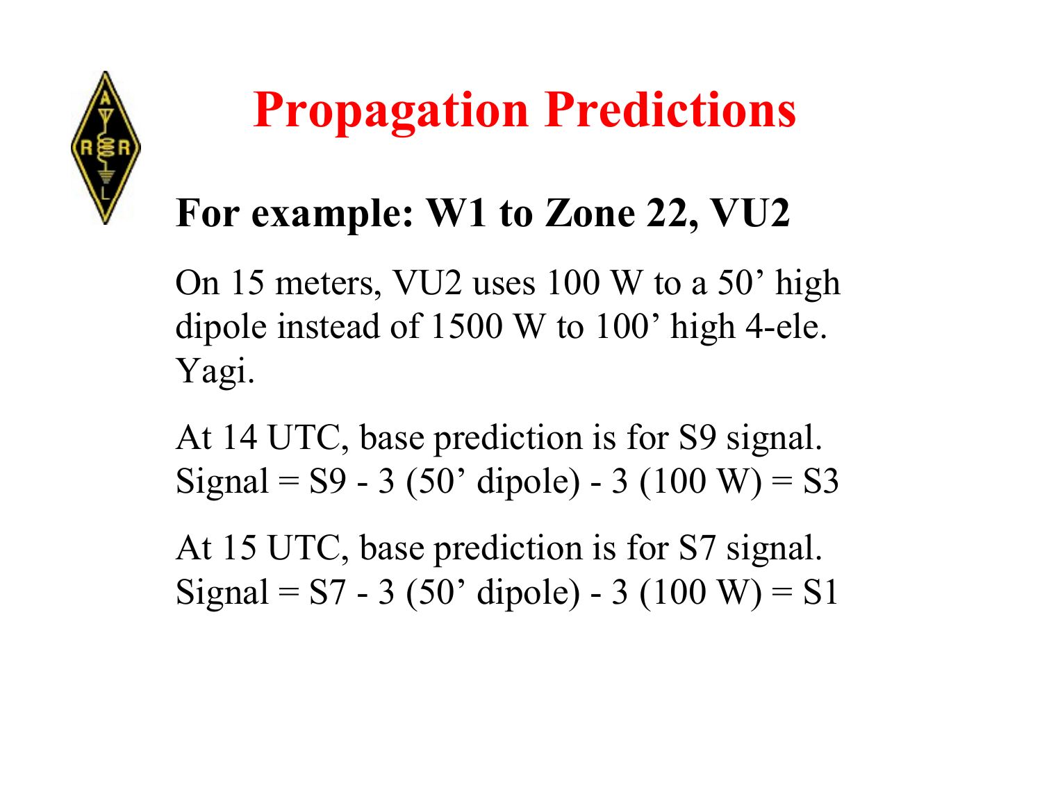# Propagation Predictions

## For example: W1 to Zone 22, VU2

On 15 meters, VU2 uses 100 W to a 50’ high dipole instead of 1500 W to 100’ high 4-ele. Yagi.

At 14 UTC, base prediction is for S9 signal. Signal = S9 - 3 (50’ dipole) - 3 (100 W) = S3

At 15 UTC, base prediction is for S7 signal. Signal = S7 - 3 (50’ dipole) - 3 (100 W) = S1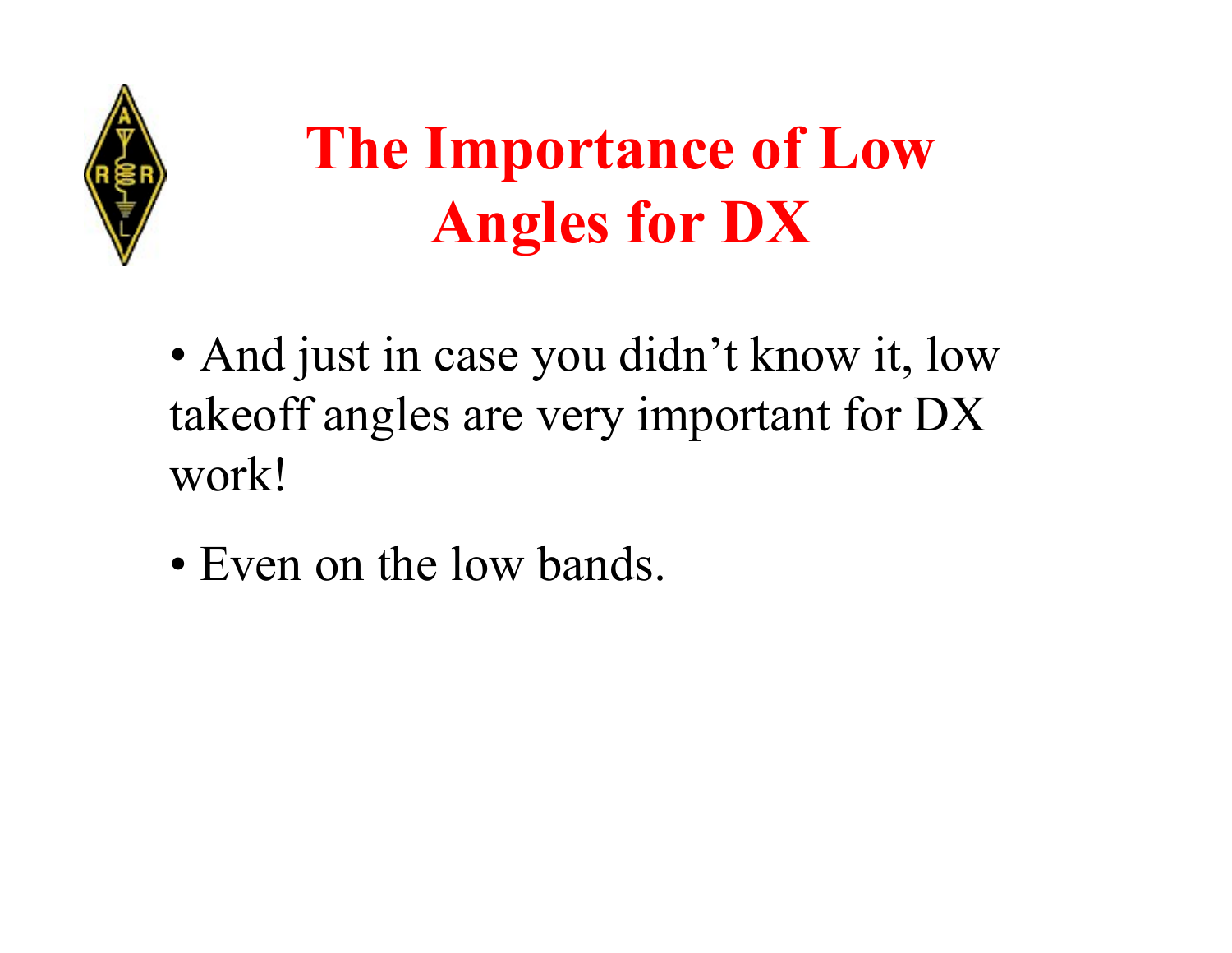# The Importance of Low Angles for DX

- And just in case you didn’t know it, low takeoff angles are very important for DX work!
- Even on the low bands.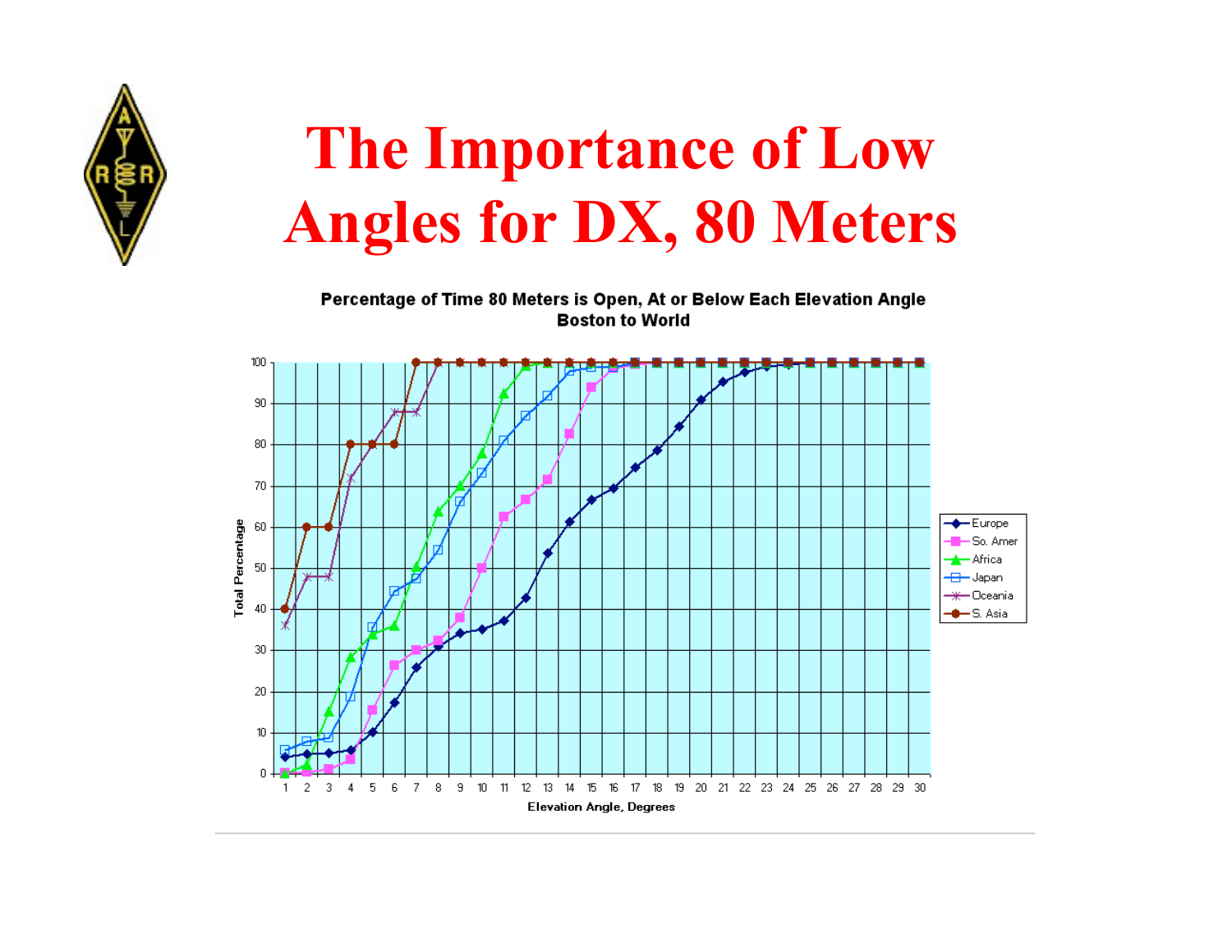# The Importance of Low Angles for DX, 80 Meters

**Percentage of Time 80 Meters is Open, At or Below Each Elevation Angle**
**Boston to World**

Total Percentage

Elevation Angle, Degrees

Europe, So. Amer, Africa, Japan, Oceania, S. Asia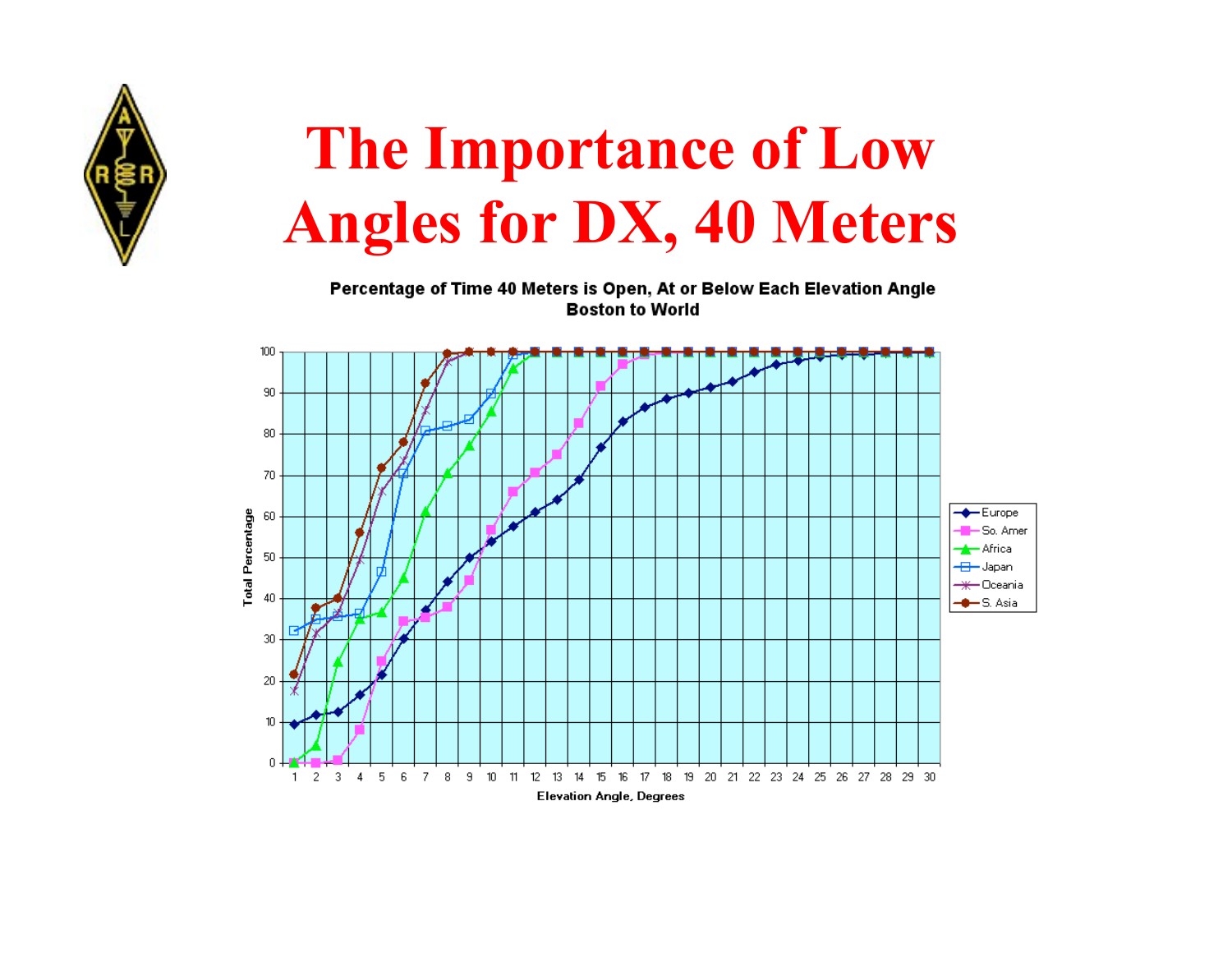# The Importance of Low Angles for DX, 40 Meters

**Percentage of Time 40 Meters is Open, At or Below Each Elevation Angle**
**Boston to World**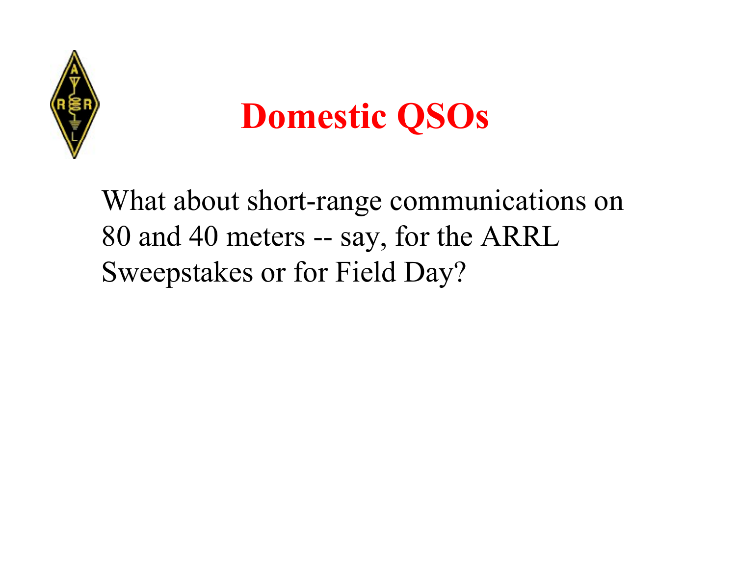# Domestic QSOs

What about short-range communications on 80 and 40 meters -- say, for the ARRL Sweepstakes or for Field Day?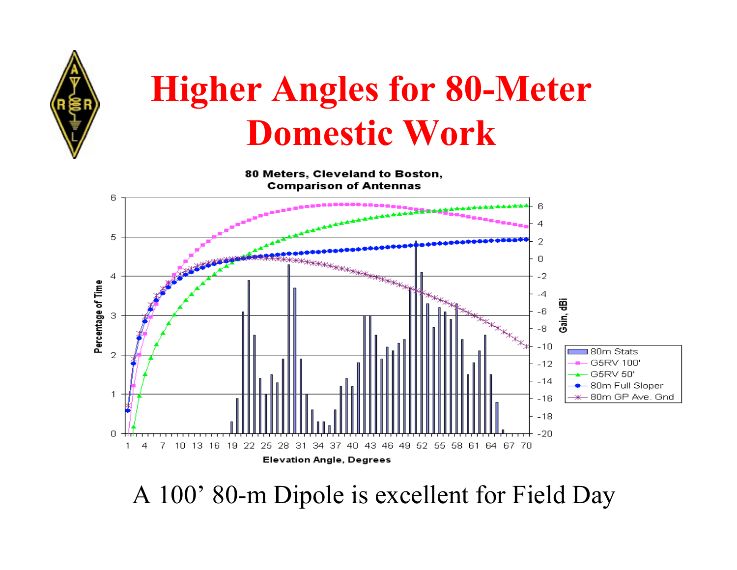# Higher Angles for 80-Meter Domestic Work

80 Meters, Cleveland to Boston, Comparison of Antennas

A 100’ 80-m Dipole is excellent for Field Day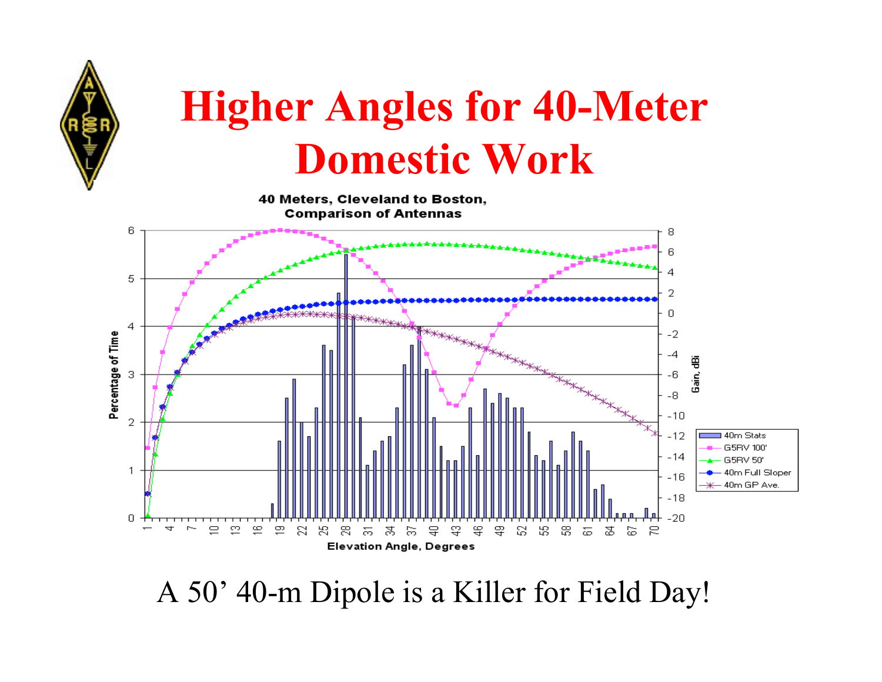# Higher Angles for 40-Meter Domestic Work

**40 Meters, Cleveland to Boston, Comparison of Antennas**

A 50' 40-m Dipole is a Killer for Field Day!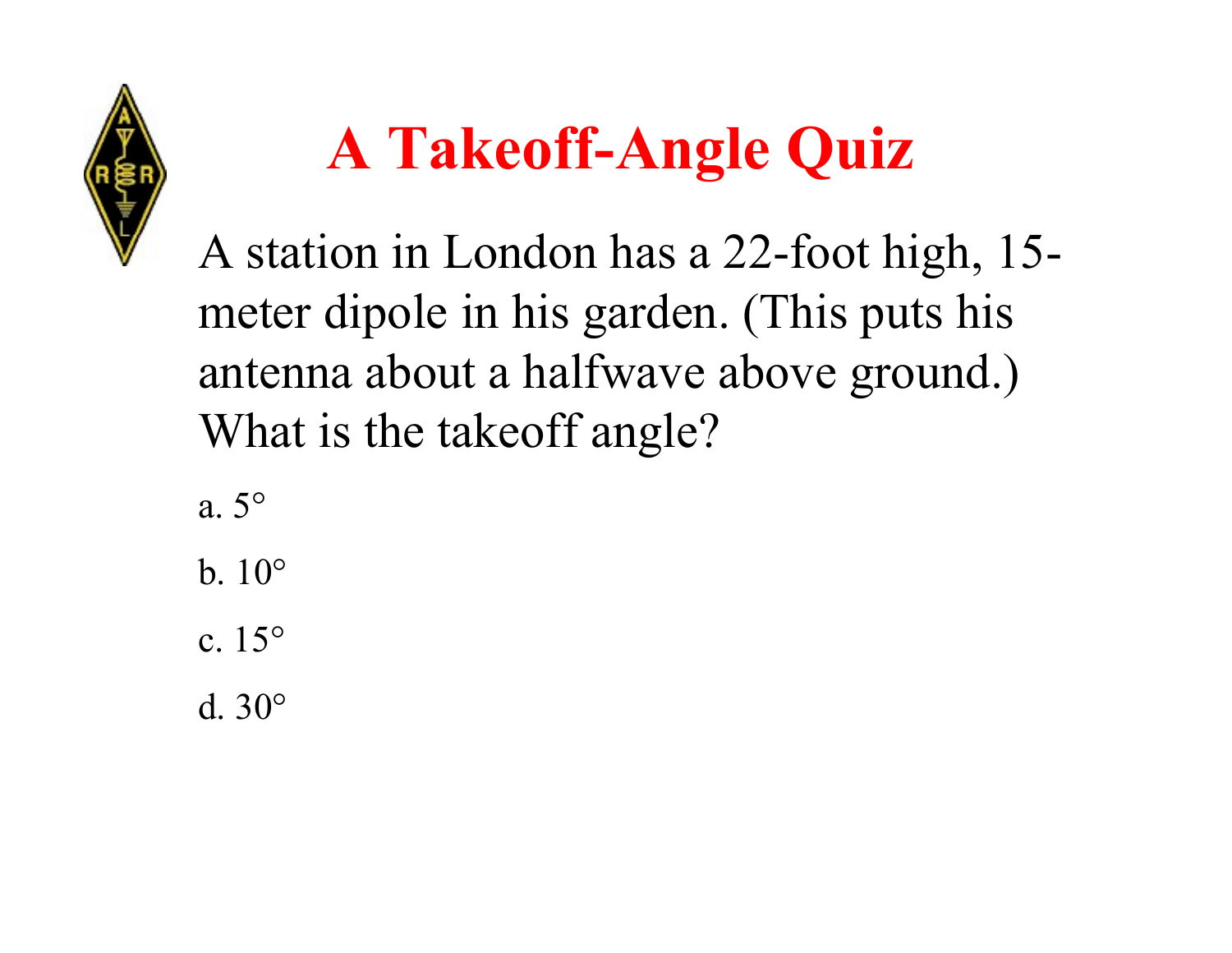# A Takeoff-Angle Quiz

A station in London has a 22-foot high, 15-meter dipole in his garden. (This puts his antenna about a halfwave above ground.) What is the takeoff angle?

a. 5°

b. 10°

c. 15°

d. 30°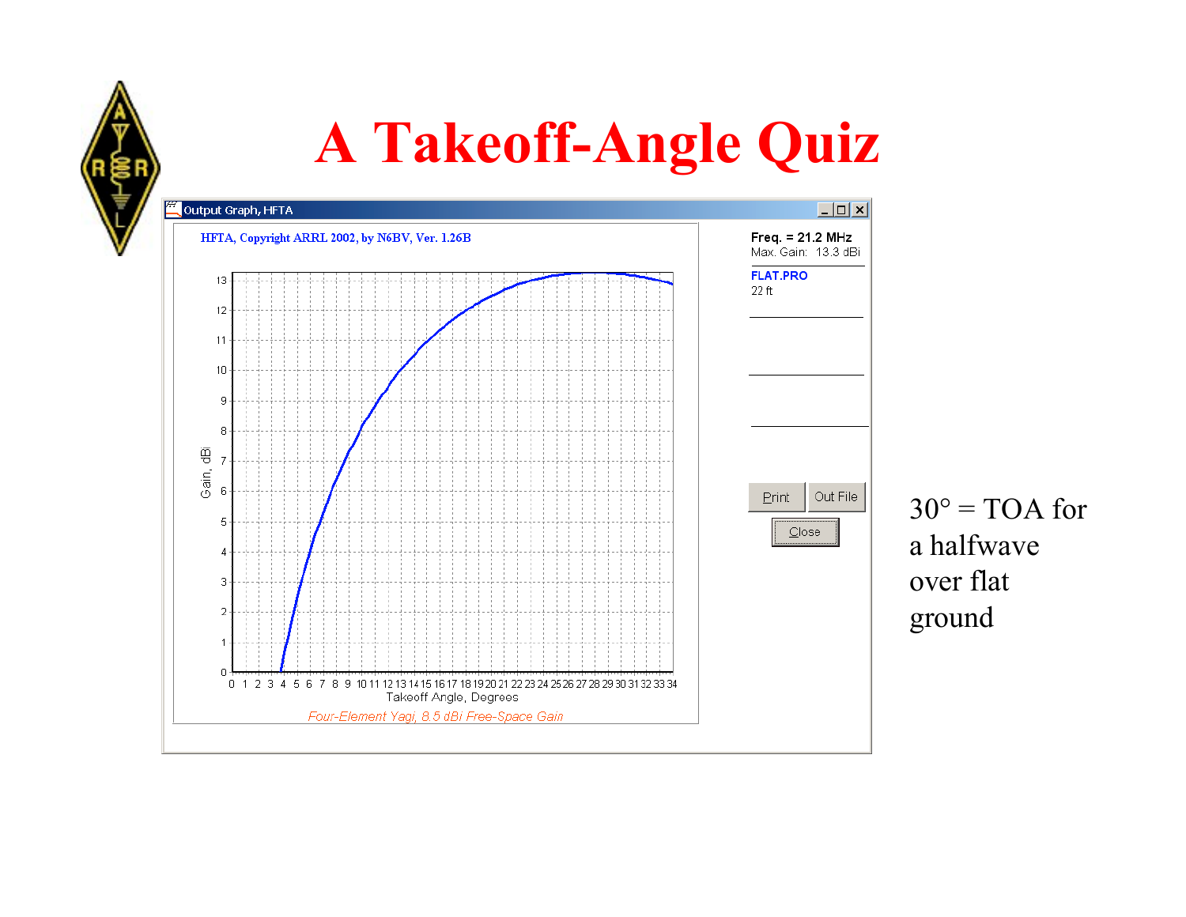# A Takeoff-Angle Quiz

Output Graph, HFTA

HFTA, Copyright ARRL 2002, by N6BV, Ver. 1.26B

Freq. = 21.2 MHz
Max. Gain: 13.3 dBi

FLAT.PRO
22 ft

Gain, dBi

Takeoff Angle, Degrees

*Four-Element Yagi, 8.5 dBi Free-Space Gain*

Print | Out File | Close

30° = TOA for a halfwave over flat ground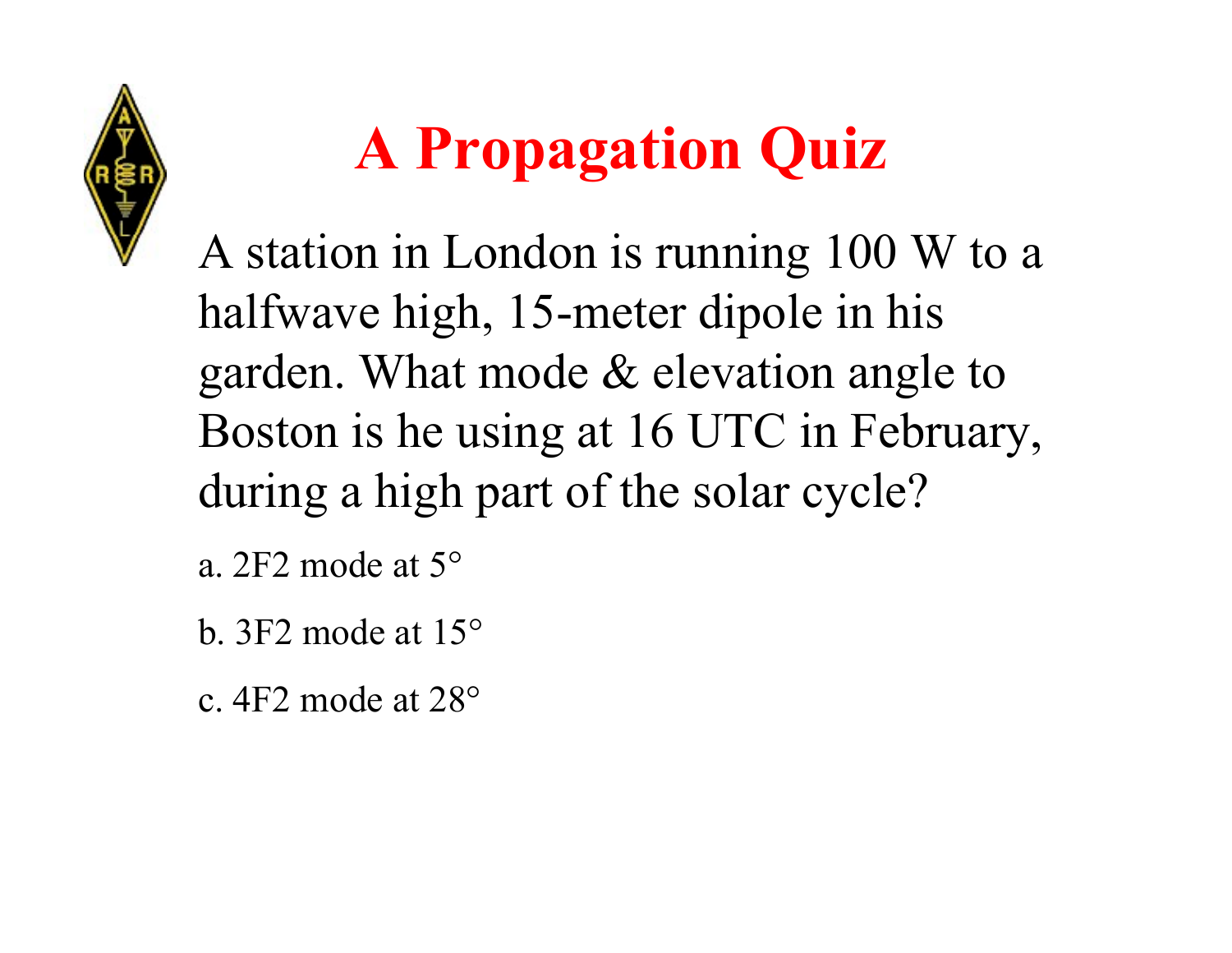# A Propagation Quiz

A station in London is running 100 W to a halfwave high, 15-meter dipole in his garden. What mode & elevation angle to Boston is he using at 16 UTC in February, during a high part of the solar cycle?

a. 2F2 mode at 5°

b. 3F2 mode at 15°

c. 4F2 mode at 28°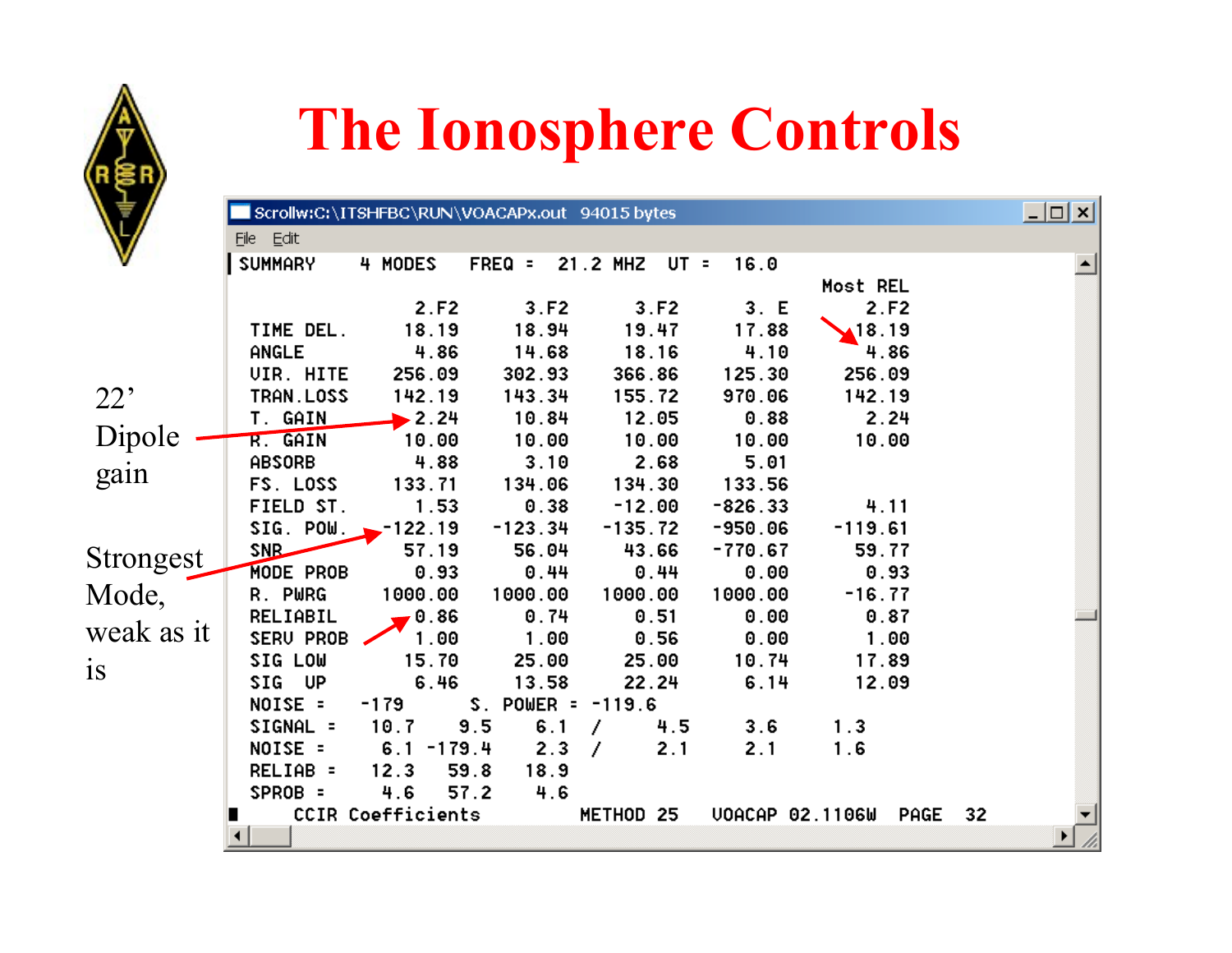# The Ionosphere Controls

22' Dipole gain

Strongest Mode, weak as it is

Scrollw:C:\ITSHFBC\RUN\VOACAPx.out 94015 bytes

File Edit

```
SUMMARY     4 MODES    FREQ =   21.2 MHZ  UT =   16.0
                                                        Most REL
                 2.F2       3.F2       3.F2       3. E       2.F2
 TIME DEL.      18.19      18.94      19.47      17.88      18.19
 ANGLE           4.86      14.68      18.16       4.10       4.86
 VIR. HITE     256.09     302.93     366.86     125.30     256.09
 TRAN.LOSS     142.19     143.34     155.72     970.06     142.19
 T. GAIN         2.24      10.84      12.05       0.88       2.24
 R. GAIN        10.00      10.00      10.00      10.00      10.00
 ABSORB          4.88       3.10       2.68       5.01
 FS. LOSS      133.71     134.06     134.30     133.56
 FIELD ST.       1.53       0.38     -12.00    -826.33       4.11
 SIG. POW.    -122.19    -123.34    -135.72    -950.06    -119.61
 SNR            57.19      56.04      43.66    -770.67      59.77
 MODE PROB       0.93       0.44       0.44       0.00       0.93
 R. PWRG      1000.00    1000.00    1000.00    1000.00     -16.77
 RELIABIL        0.86       0.74       0.51       0.00       0.87
 SERV PROB       1.00       1.00       0.56       0.00       1.00
 SIG LOW        15.70      25.00      25.00      10.74      17.89
 SIG  UP         6.46      13.58      22.24       6.14      12.09
 NOISE =     -179        S. POWER = -119.6
 SIGNAL =     10.7      9.5      6.1   /      4.5       3.6       1.3
 NOISE =       6.1  -179.4      2.3   /      2.1       2.1       1.6
 RELIAB =     12.3     59.8     18.9
 SPROB =       4.6     57.2      4.6
     CCIR Coefficients          METHOD 25    VOACAP 02.1106W   PAGE   32
```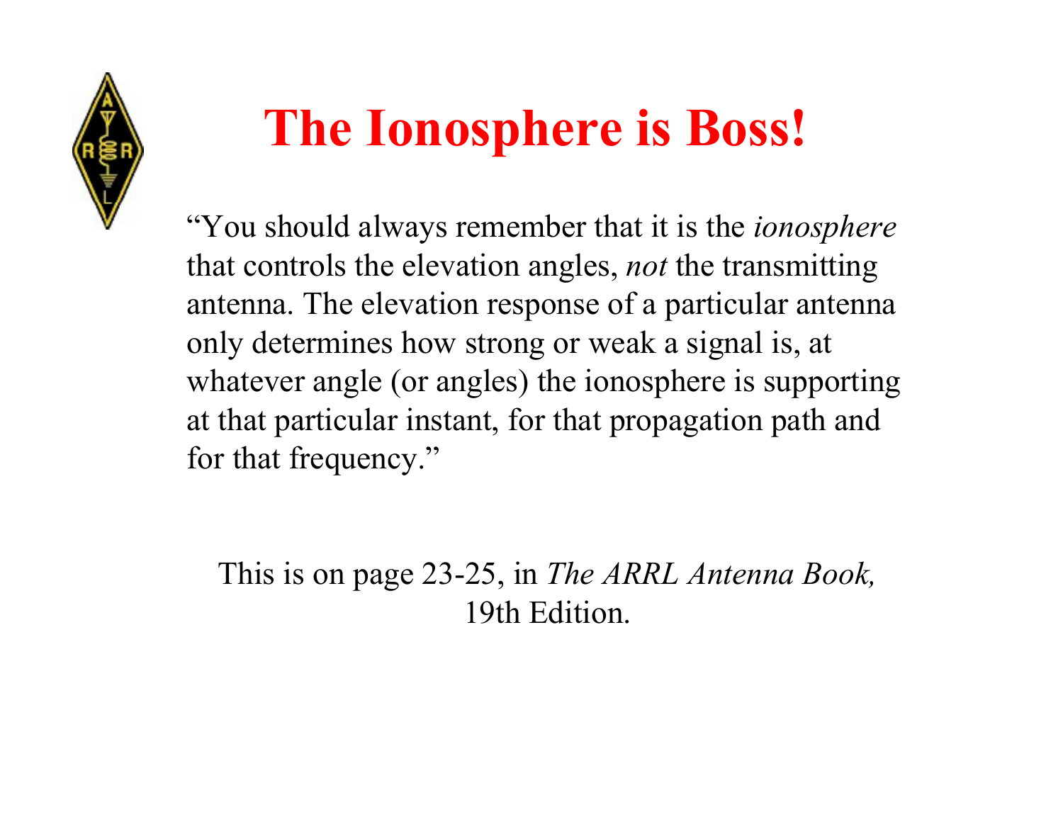# The Ionosphere is Boss!

"You should always remember that it is the *ionosphere* that controls the elevation angles, *not* the transmitting antenna. The elevation response of a particular antenna only determines how strong or weak a signal is, at whatever angle (or angles) the ionosphere is supporting at that particular instant, for that propagation path and for that frequency."

This is on page 23-25, in *The ARRL Antenna Book,* 19th Edition.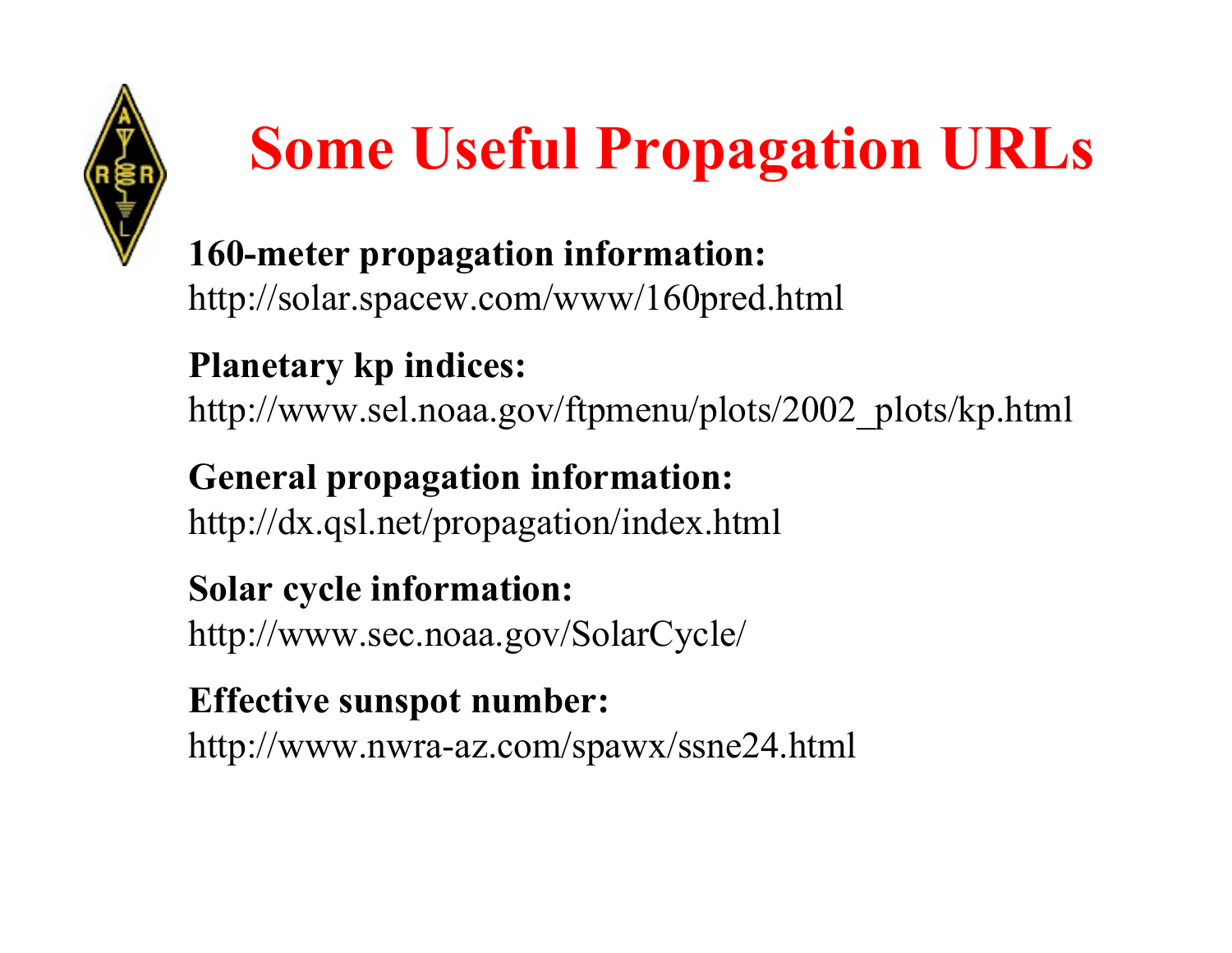# Some Useful Propagation URLs

**160-meter propagation information:**
http://solar.spacew.com/www/160pred.html

**Planetary kp indices:**
http://www.sel.noaa.gov/ftpmenu/plots/2002_plots/kp.html

**General propagation information:**
http://dx.qsl.net/propagation/index.html

**Solar cycle information:**
http://www.sec.noaa.gov/SolarCycle/

**Effective sunspot number:**
http://www.nwra-az.com/spawx/ssne24.html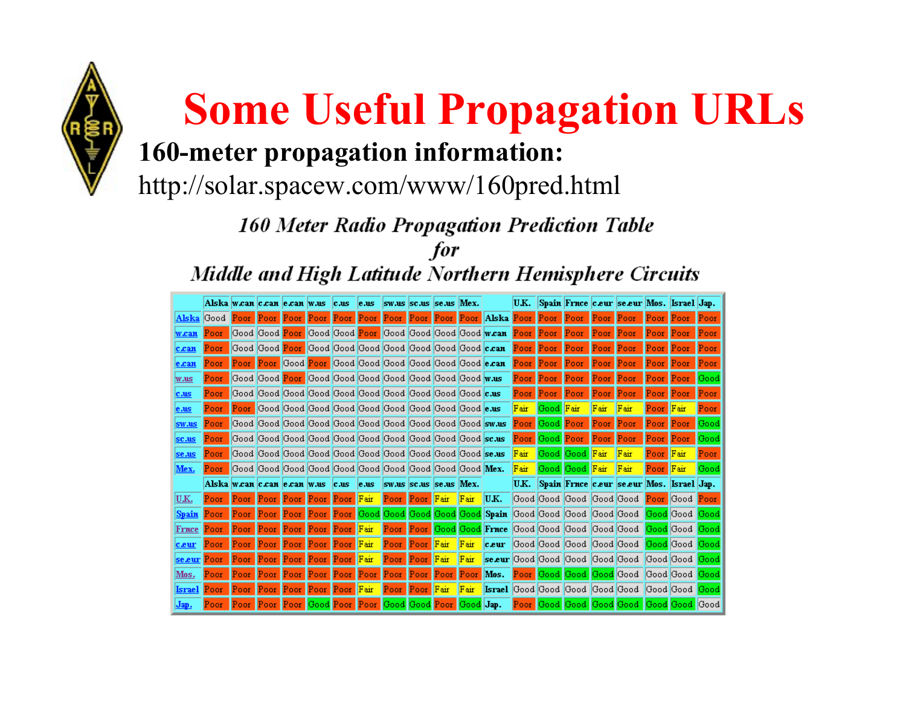# Some Useful Propagation URLs

**160-meter propagation information:**

http://solar.spacew.com/www/160pred.html

*160 Meter Radio Propagation Prediction Table*
*for*
*Middle and High Latitude Northern Hemisphere Circuits*

| | Alska | w.can | c.can | e.can | w.us | c.us | e.us | sw.us | sc.us | se.us | Mex. | | U.K. | Spain | Frnce | c.eur | se.eur | Mos. | Israel | Jap. |
|---|---|---|---|---|---|---|---|---|---|---|---|---|---|---|---|---|---|---|---|---|
| Alska | Good | Poor | Poor | Poor | Poor | Poor | Poor | Poor | Poor | Poor | Poor | Alska | Poor | Poor | Poor | Poor | Poor | Poor | Poor | Poor |
| w.can | Poor | Good | Good | Poor | Good | Good | Poor | Good | Good | Good | Good | w.can | Poor | Poor | Poor | Poor | Poor | Poor | Poor | Poor |
| c.can | Poor | Good | Good | Poor | Good | Good | Good | Good | Good | Good | Good | c.can | Poor | Poor | Poor | Poor | Poor | Poor | Poor | Poor |
| e.can | Poor | Poor | Poor | Good | Poor | Good | Good | Good | Good | Good | Good | e.can | Poor | Poor | Poor | Poor | Poor | Poor | Poor | Poor |
| w.us | Poor | Good | Good | Poor | Good | Good | Good | Good | Good | Good | Good | w.us | Poor | Poor | Poor | Poor | Poor | Poor | Poor | Good |
| c.us | Poor | Good | Good | Good | Good | Good | Good | Good | Good | Good | Good | c.us | Poor | Poor | Poor | Poor | Poor | Poor | Poor | Poor |
| e.us | Poor | Poor | Good | Good | Good | Good | Good | Good | Good | Good | Good | e.us | Fair | Good | Fair | Fair | Fair | Poor | Fair | Poor |
| sw.us | Poor | Good | Good | Good | Good | Good | Good | Good | Good | Good | Good | sw.us | Poor | Good | Poor | Poor | Poor | Poor | Poor | Good |
| sc.us | Poor | Good | Good | Good | Good | Good | Good | Good | Good | Good | Good | sc.us | Poor | Good | Poor | Poor | Poor | Poor | Poor | Good |
| se.us | Poor | Good | Good | Good | Good | Good | Good | Good | Good | Good | Good | se.us | Fair | Good | Good | Fair | Fair | Poor | Fair | Poor |
| Mex. | Poor | Good | Good | Good | Good | Good | Good | Good | Good | Good | Good | Mex. | Fair | Good | Good | Fair | Fair | Poor | Fair | Good |
| | Alska | w.can | c.can | e.can | w.us | c.us | e.us | sw.us | sc.us | se.us | Mex. | | U.K. | Spain | Frnce | c.eur | se.eur | Mos. | Israel | Jap. |
| U.K. | Poor | Poor | Poor | Poor | Poor | Poor | Fair | Poor | Poor | Fair | Fair | U.K. | Good | Good | Good | Good | Good | Poor | Good | Poor |
| Spain | Poor | Poor | Poor | Poor | Poor | Poor | Good | Good | Good | Good | Good | Spain | Good | Good | Good | Good | Good | Good | Good | Good |
| Frnce | Poor | Poor | Poor | Poor | Poor | Poor | Fair | Poor | Poor | Good | Good | Frnce | Good | Good | Good | Good | Good | Good | Good | Good |
| c.eur | Poor | Poor | Poor | Poor | Poor | Poor | Fair | Poor | Poor | Fair | Fair | c.eur | Good | Good | Good | Good | Good | Good | Good | Good |
| se.eur | Poor | Poor | Poor | Poor | Poor | Poor | Fair | Poor | Poor | Fair | Fair | se.eur | Good | Good | Good | Good | Good | Good | Good | Good |
| Mos. | Poor | Poor | Poor | Poor | Poor | Poor | Poor | Poor | Poor | Poor | Poor | Mos. | Poor | Good | Good | Good | Good | Good | Good | Good |
| Israel | Poor | Poor | Poor | Poor | Poor | Poor | Fair | Poor | Poor | Fair | Fair | Israel | Good | Good | Good | Good | Good | Good | Good | Good |
| Jap. | Poor | Poor | Poor | Poor | Good | Poor | Poor | Good | Good | Poor | Good | Jap. | Poor | Good | Good | Good | Good | Good | Good | Good |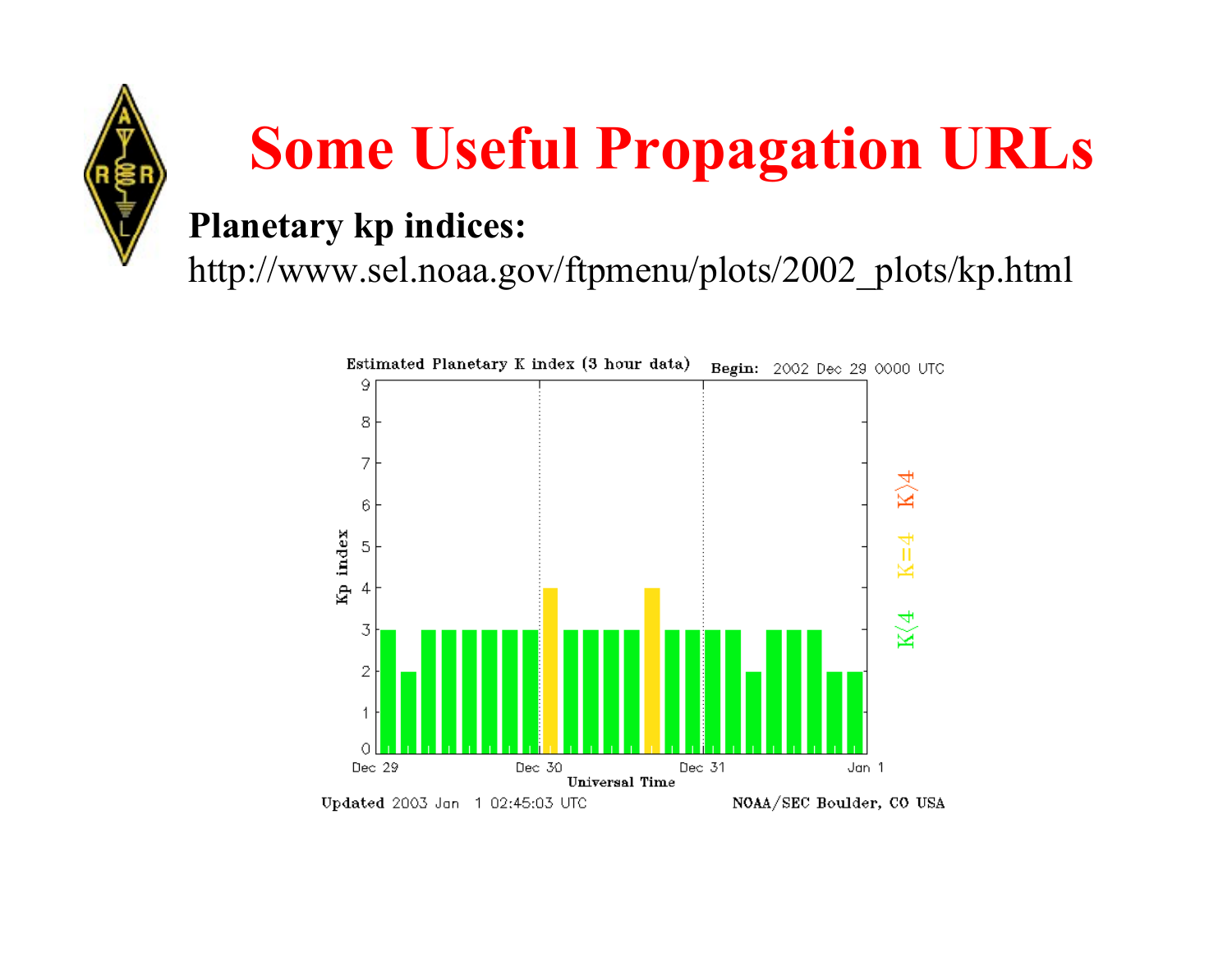# Some Useful Propagation URLs

**Planetary kp indices:**

http://www.sel.noaa.gov/ftpmenu/plots/2002_plots/kp.html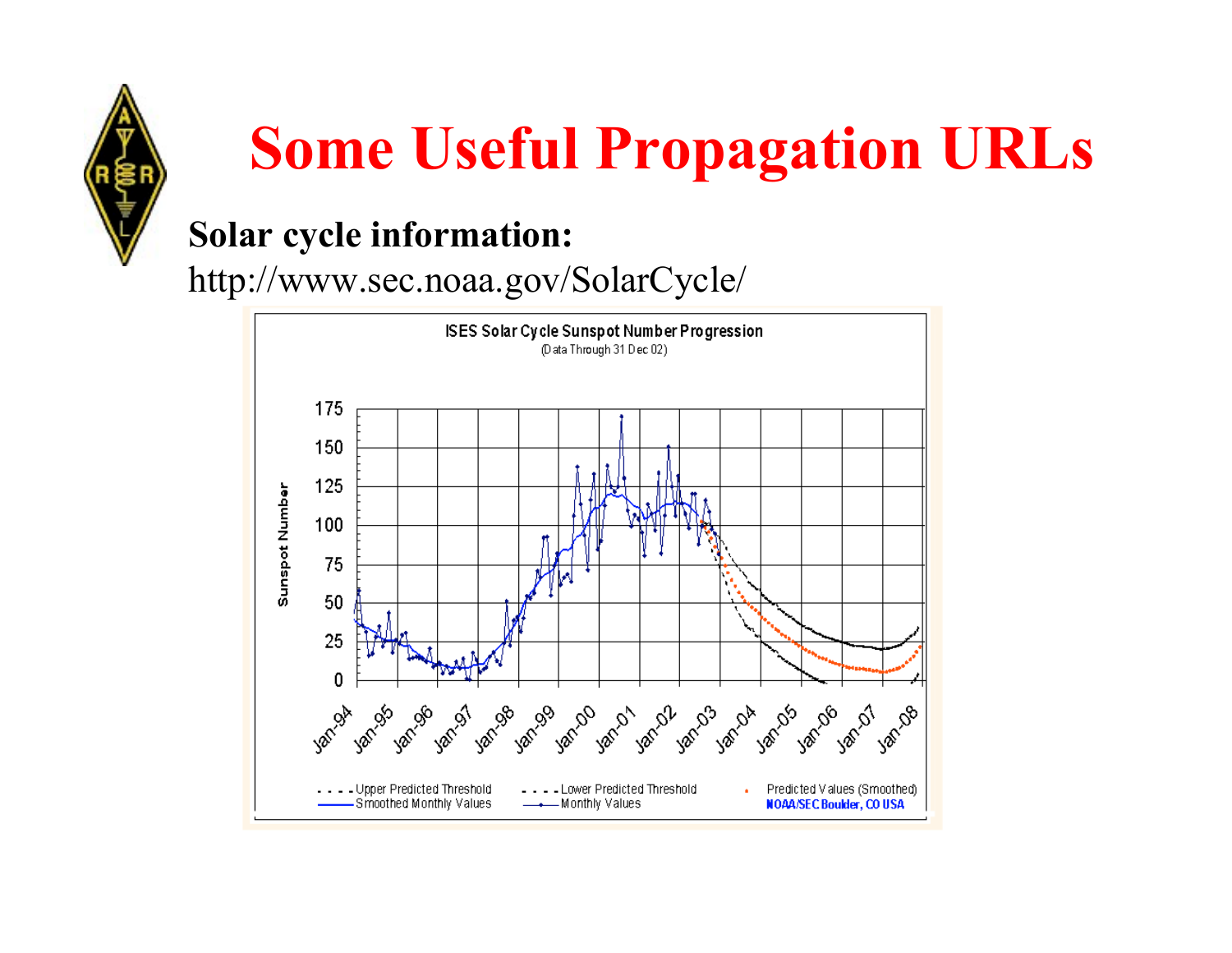# Some Useful Propagation URLs

**Solar cycle information:**

http://www.sec.noaa.gov/SolarCycle/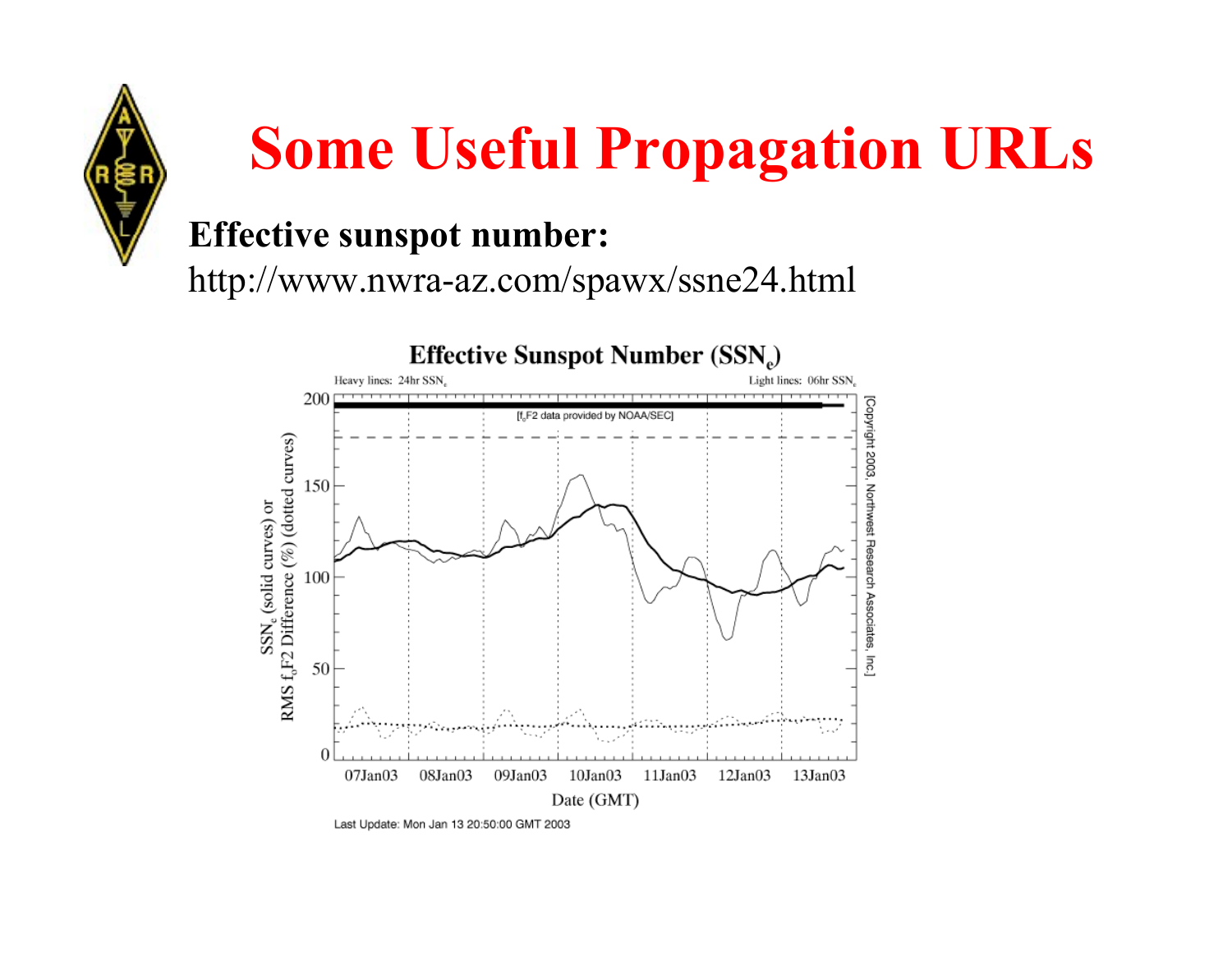# Some Useful Propagation URLs

**Effective sunspot number:**

http://www.nwra-az.com/spawx/ssne24.html

Effective Sunspot Number ($SSN_e$)

Heavy lines: 24hr $SSN_e$

Light lines: 06hr $SSN_e$

[$f_oF2$ data provided by NOAA/SEC]

$SSN_e$ (solid curves) or RMS $f_oF2$ Difference (%) (dotted curves)

200

150

100

50

0

07Jan03 08Jan03 09Jan03 10Jan03 11Jan03 12Jan03 13Jan03

Date (GMT)

[Copyright 2003, Northwest Research Associates, Inc.]

Last Update: Mon Jan 13 20:50:00 GMT 2003